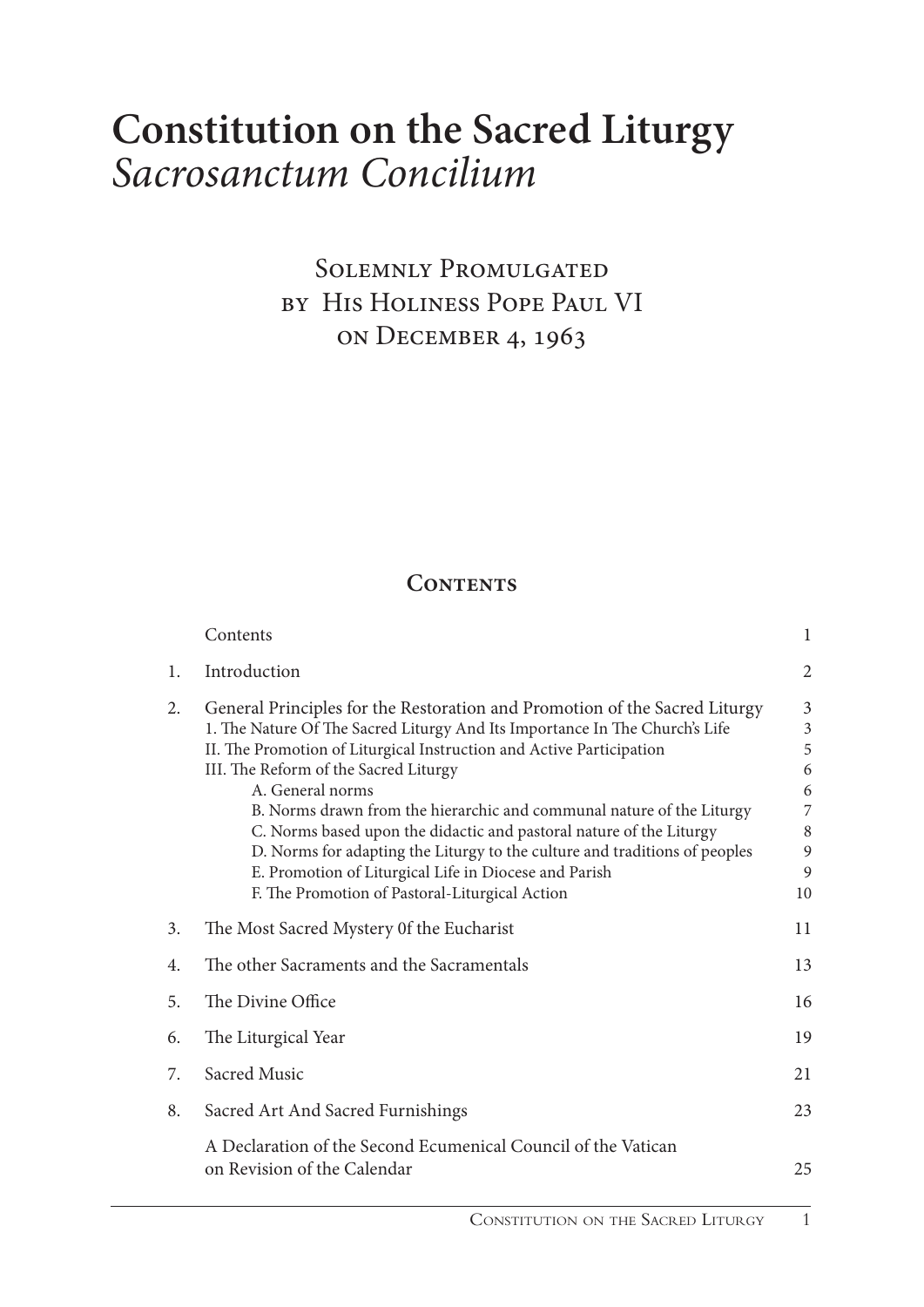# Constitution on the Sacred Liturgy
# *Sacrosanctum Concilium*

## Solemnly Promulgated by His Holiness Pope Paul VI on December 4, 1963

### Contents

| | | |
|---|---|---|
| | Contents | 1 |
| 1. | Introduction | 2 |
| 2. | General Principles for the Restoration and Promotion of the Sacred Liturgy | 3 |
| | 1. The Nature Of The Sacred Liturgy And Its Importance In The Church's Life | 3 |
| | II. The Promotion of Liturgical Instruction and Active Participation | 5 |
| | III. The Reform of the Sacred Liturgy | 6 |
| | A. General norms | 6 |
| | B. Norms drawn from the hierarchic and communal nature of the Liturgy | 7 |
| | C. Norms based upon the didactic and pastoral nature of the Liturgy | 8 |
| | D. Norms for adapting the Liturgy to the culture and traditions of peoples | 9 |
| | E. Promotion of Liturgical Life in Diocese and Parish | 9 |
| | F. The Promotion of Pastoral-Liturgical Action | 10 |
| 3. | The Most Sacred Mystery 0f the Eucharist | 11 |
| 4. | The other Sacraments and the Sacramentals | 13 |
| 5. | The Divine Office | 16 |
| 6. | The Liturgical Year | 19 |
| 7. | Sacred Music | 21 |
| 8. | Sacred Art And Sacred Furnishings | 23 |
| | A Declaration of the Second Ecumenical Council of the Vatican on Revision of the Calendar | 25 |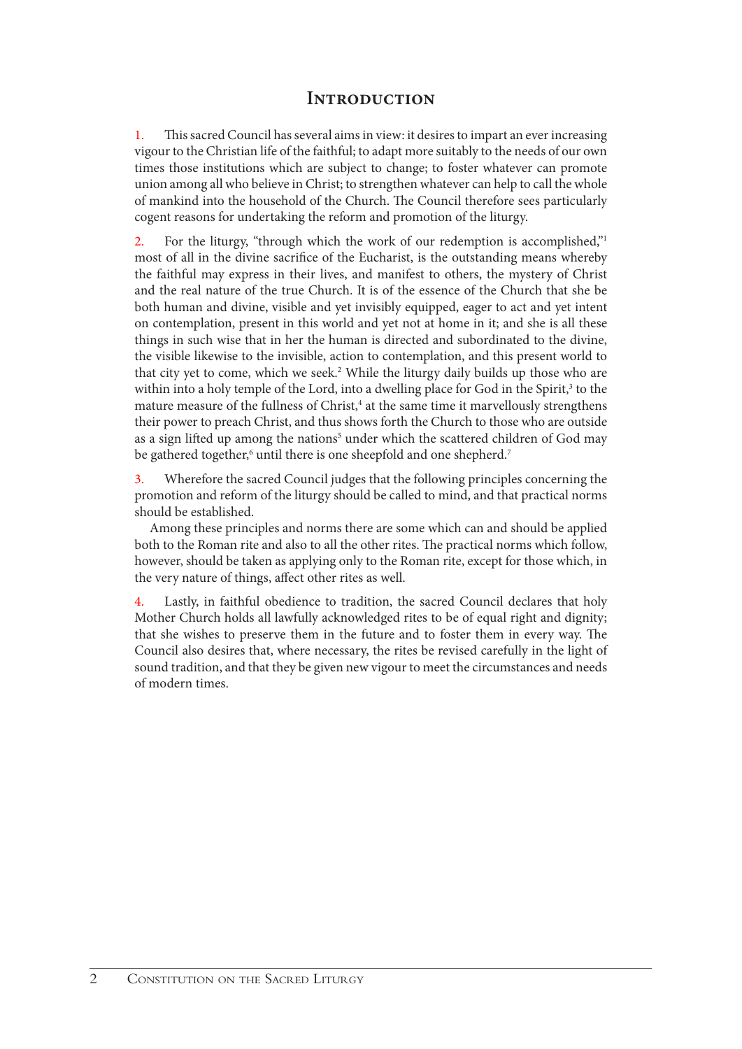# Introduction

1. This sacred Council has several aims in view: it desires to impart an ever increasing vigour to the Christian life of the faithful; to adapt more suitably to the needs of our own times those institutions which are subject to change; to foster whatever can promote union among all who believe in Christ; to strengthen whatever can help to call the whole of mankind into the household of the Church. The Council therefore sees particularly cogent reasons for undertaking the reform and promotion of the liturgy.

2. For the liturgy, "through which the work of our redemption is accomplished,"[1] most of all in the divine sacrifice of the Eucharist, is the outstanding means whereby the faithful may express in their lives, and manifest to others, the mystery of Christ and the real nature of the true Church. It is of the essence of the Church that she be both human and divine, visible and yet invisibly equipped, eager to act and yet intent on contemplation, present in this world and yet not at home in it; and she is all these things in such wise that in her the human is directed and subordinated to the divine, the visible likewise to the invisible, action to contemplation, and this present world to that city yet to come, which we seek.[2] While the liturgy daily builds up those who are within into a holy temple of the Lord, into a dwelling place for God in the Spirit,[3] to the mature measure of the fullness of Christ,[4] at the same time it marvellously strengthens their power to preach Christ, and thus shows forth the Church to those who are outside as a sign lifted up among the nations[5] under which the scattered children of God may be gathered together,[6] until there is one sheepfold and one shepherd.[7]

3. Wherefore the sacred Council judges that the following principles concerning the promotion and reform of the liturgy should be called to mind, and that practical norms should be established.

Among these principles and norms there are some which can and should be applied both to the Roman rite and also to all the other rites. The practical norms which follow, however, should be taken as applying only to the Roman rite, except for those which, in the very nature of things, affect other rites as well.

4. Lastly, in faithful obedience to tradition, the sacred Council declares that holy Mother Church holds all lawfully acknowledged rites to be of equal right and dignity; that she wishes to preserve them in the future and to foster them in every way. The Council also desires that, where necessary, the rites be revised carefully in the light of sound tradition, and that they be given new vigour to meet the circumstances and needs of modern times.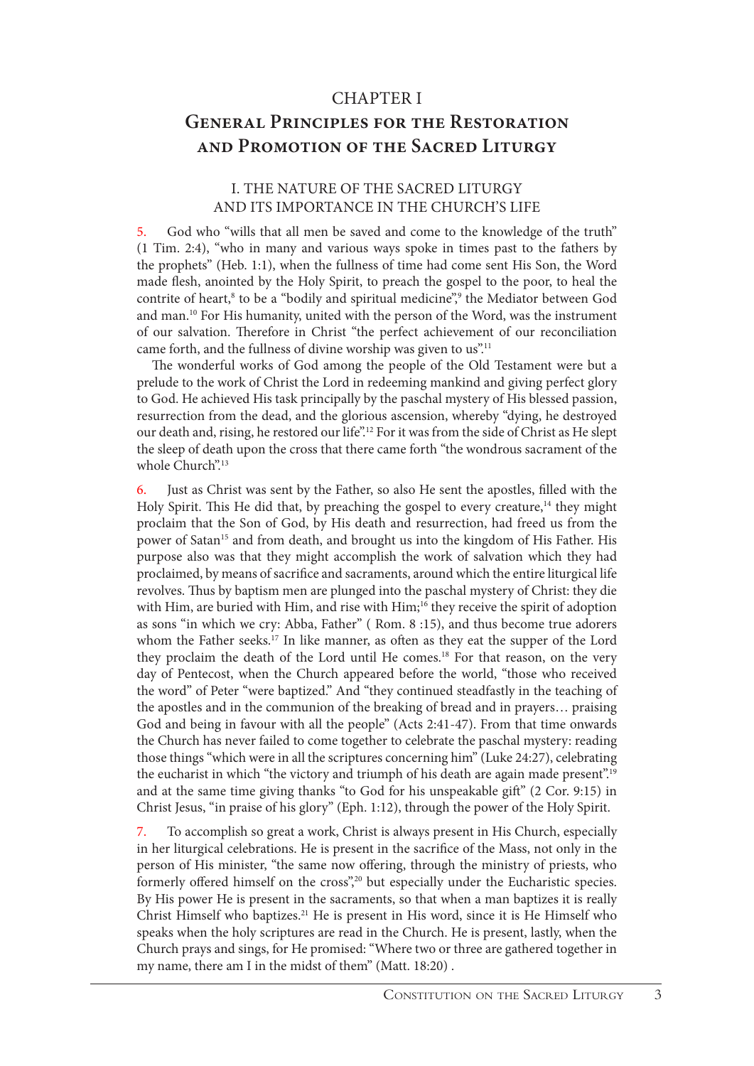# CHAPTER I

# General Principles for the Restoration and Promotion of the Sacred Liturgy

## I. THE NATURE OF THE SACRED LITURGY AND ITS IMPORTANCE IN THE CHURCH'S LIFE

5. God who "wills that all men be saved and come to the knowledge of the truth" (1 Tim. 2:4), "who in many and various ways spoke in times past to the fathers by the prophets" (Heb. 1:1), when the fullness of time had come sent His Son, the Word made flesh, anointed by the Holy Spirit, to preach the gospel to the poor, to heal the contrite of heart,[8] to be a "bodily and spiritual medicine",[9] the Mediator between God and man.[10] For His humanity, united with the person of the Word, was the instrument of our salvation. Therefore in Christ "the perfect achievement of our reconciliation came forth, and the fullness of divine worship was given to us".[11]

The wonderful works of God among the people of the Old Testament were but a prelude to the work of Christ the Lord in redeeming mankind and giving perfect glory to God. He achieved His task principally by the paschal mystery of His blessed passion, resurrection from the dead, and the glorious ascension, whereby "dying, he destroyed our death and, rising, he restored our life".[12] For it was from the side of Christ as He slept the sleep of death upon the cross that there came forth "the wondrous sacrament of the whole Church".[13]

6. Just as Christ was sent by the Father, so also He sent the apostles, filled with the Holy Spirit. This He did that, by preaching the gospel to every creature,[14] they might proclaim that the Son of God, by His death and resurrection, had freed us from the power of Satan[15] and from death, and brought us into the kingdom of His Father. His purpose also was that they might accomplish the work of salvation which they had proclaimed, by means of sacrifice and sacraments, around which the entire liturgical life revolves. Thus by baptism men are plunged into the paschal mystery of Christ: they die with Him, are buried with Him, and rise with Him;[16] they receive the spirit of adoption as sons "in which we cry: Abba, Father" ( Rom. 8 :15), and thus become true adorers whom the Father seeks.[17] In like manner, as often as they eat the supper of the Lord they proclaim the death of the Lord until He comes.[18] For that reason, on the very day of Pentecost, when the Church appeared before the world, "those who received the word" of Peter "were baptized." And "they continued steadfastly in the teaching of the apostles and in the communion of the breaking of bread and in prayers… praising God and being in favour with all the people" (Acts 2:41-47). From that time onwards the Church has never failed to come together to celebrate the paschal mystery: reading those things "which were in all the scriptures concerning him" (Luke 24:27), celebrating the eucharist in which "the victory and triumph of his death are again made present",[19] and at the same time giving thanks "to God for his unspeakable gift" (2 Cor. 9:15) in Christ Jesus, "in praise of his glory" (Eph. 1:12), through the power of the Holy Spirit.

7. To accomplish so great a work, Christ is always present in His Church, especially in her liturgical celebrations. He is present in the sacrifice of the Mass, not only in the person of His minister, "the same now offering, through the ministry of priests, who formerly offered himself on the cross",[20] but especially under the Eucharistic species. By His power He is present in the sacraments, so that when a man baptizes it is really Christ Himself who baptizes.[21] He is present in His word, since it is He Himself who speaks when the holy scriptures are read in the Church. He is present, lastly, when the Church prays and sings, for He promised: "Where two or three are gathered together in my name, there am I in the midst of them" (Matt. 18:20) .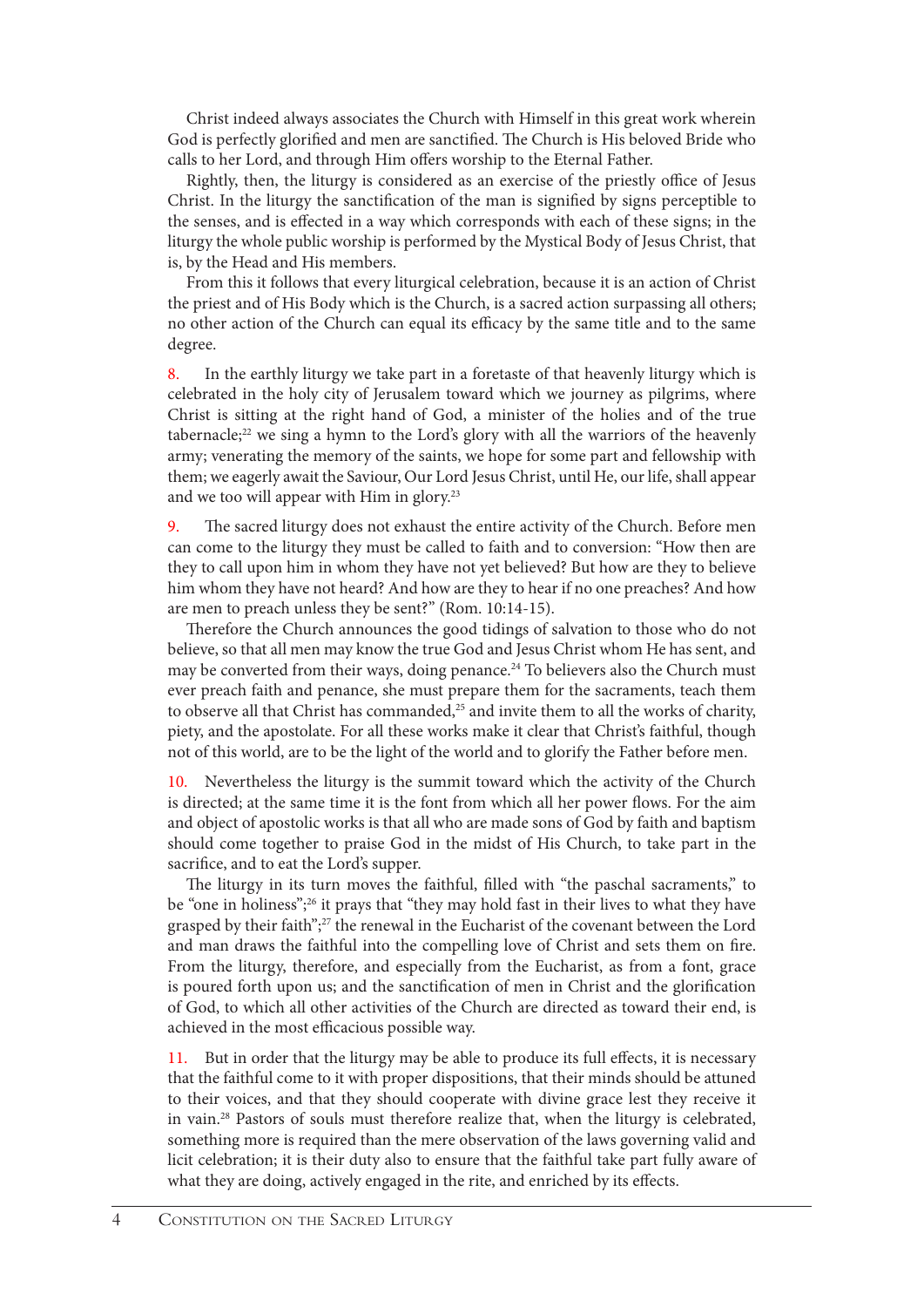Christ indeed always associates the Church with Himself in this great work wherein God is perfectly glorified and men are sanctified. The Church is His beloved Bride who calls to her Lord, and through Him offers worship to the Eternal Father.

Rightly, then, the liturgy is considered as an exercise of the priestly office of Jesus Christ. In the liturgy the sanctification of the man is signified by signs perceptible to the senses, and is effected in a way which corresponds with each of these signs; in the liturgy the whole public worship is performed by the Mystical Body of Jesus Christ, that is, by the Head and His members.

From this it follows that every liturgical celebration, because it is an action of Christ the priest and of His Body which is the Church, is a sacred action surpassing all others; no other action of the Church can equal its efficacy by the same title and to the same degree.

8. In the earthly liturgy we take part in a foretaste of that heavenly liturgy which is celebrated in the holy city of Jerusalem toward which we journey as pilgrims, where Christ is sitting at the right hand of God, a minister of the holies and of the true tabernacle;[22] we sing a hymn to the Lord's glory with all the warriors of the heavenly army; venerating the memory of the saints, we hope for some part and fellowship with them; we eagerly await the Saviour, Our Lord Jesus Christ, until He, our life, shall appear and we too will appear with Him in glory.[23]

9. The sacred liturgy does not exhaust the entire activity of the Church. Before men can come to the liturgy they must be called to faith and to conversion: "How then are they to call upon him in whom they have not yet believed? But how are they to believe him whom they have not heard? And how are they to hear if no one preaches? And how are men to preach unless they be sent?" (Rom. 10:14-15).

Therefore the Church announces the good tidings of salvation to those who do not believe, so that all men may know the true God and Jesus Christ whom He has sent, and may be converted from their ways, doing penance.[24] To believers also the Church must ever preach faith and penance, she must prepare them for the sacraments, teach them to observe all that Christ has commanded,[25] and invite them to all the works of charity, piety, and the apostolate. For all these works make it clear that Christ's faithful, though not of this world, are to be the light of the world and to glorify the Father before men.

10. Nevertheless the liturgy is the summit toward which the activity of the Church is directed; at the same time it is the font from which all her power flows. For the aim and object of apostolic works is that all who are made sons of God by faith and baptism should come together to praise God in the midst of His Church, to take part in the sacrifice, and to eat the Lord's supper.

The liturgy in its turn moves the faithful, filled with "the paschal sacraments," to be "one in holiness";[26] it prays that "they may hold fast in their lives to what they have grasped by their faith";[27] the renewal in the Eucharist of the covenant between the Lord and man draws the faithful into the compelling love of Christ and sets them on fire. From the liturgy, therefore, and especially from the Eucharist, as from a font, grace is poured forth upon us; and the sanctification of men in Christ and the glorification of God, to which all other activities of the Church are directed as toward their end, is achieved in the most efficacious possible way.

11. But in order that the liturgy may be able to produce its full effects, it is necessary that the faithful come to it with proper dispositions, that their minds should be attuned to their voices, and that they should cooperate with divine grace lest they receive it in vain.[28] Pastors of souls must therefore realize that, when the liturgy is celebrated, something more is required than the mere observation of the laws governing valid and licit celebration; it is their duty also to ensure that the faithful take part fully aware of what they are doing, actively engaged in the rite, and enriched by its effects.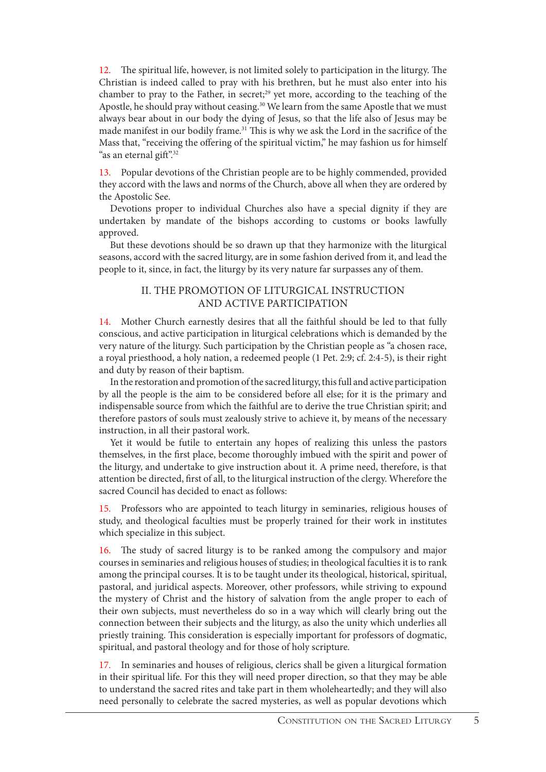12. The spiritual life, however, is not limited solely to participation in the liturgy. The Christian is indeed called to pray with his brethren, but he must also enter into his chamber to pray to the Father, in secret;[29] yet more, according to the teaching of the Apostle, he should pray without ceasing.[30] We learn from the same Apostle that we must always bear about in our body the dying of Jesus, so that the life also of Jesus may be made manifest in our bodily frame.[31] This is why we ask the Lord in the sacrifice of the Mass that, "receiving the offering of the spiritual victim," he may fashion us for himself "as an eternal gift".[32]

13. Popular devotions of the Christian people are to be highly commended, provided they accord with the laws and norms of the Church, above all when they are ordered by the Apostolic See.

Devotions proper to individual Churches also have a special dignity if they are undertaken by mandate of the bishops according to customs or books lawfully approved.

But these devotions should be so drawn up that they harmonize with the liturgical seasons, accord with the sacred liturgy, are in some fashion derived from it, and lead the people to it, since, in fact, the liturgy by its very nature far surpasses any of them.

## II. THE PROMOTION OF LITURGICAL INSTRUCTION AND ACTIVE PARTICIPATION

14. Mother Church earnestly desires that all the faithful should be led to that fully conscious, and active participation in liturgical celebrations which is demanded by the very nature of the liturgy. Such participation by the Christian people as "a chosen race, a royal priesthood, a holy nation, a redeemed people (1 Pet. 2:9; cf. 2:4-5), is their right and duty by reason of their baptism.

In the restoration and promotion of the sacred liturgy, this full and active participation by all the people is the aim to be considered before all else; for it is the primary and indispensable source from which the faithful are to derive the true Christian spirit; and therefore pastors of souls must zealously strive to achieve it, by means of the necessary instruction, in all their pastoral work.

Yet it would be futile to entertain any hopes of realizing this unless the pastors themselves, in the first place, become thoroughly imbued with the spirit and power of the liturgy, and undertake to give instruction about it. A prime need, therefore, is that attention be directed, first of all, to the liturgical instruction of the clergy. Wherefore the sacred Council has decided to enact as follows:

15. Professors who are appointed to teach liturgy in seminaries, religious houses of study, and theological faculties must be properly trained for their work in institutes which specialize in this subject.

16. The study of sacred liturgy is to be ranked among the compulsory and major courses in seminaries and religious houses of studies; in theological faculties it is to rank among the principal courses. It is to be taught under its theological, historical, spiritual, pastoral, and juridical aspects. Moreover, other professors, while striving to expound the mystery of Christ and the history of salvation from the angle proper to each of their own subjects, must nevertheless do so in a way which will clearly bring out the connection between their subjects and the liturgy, as also the unity which underlies all priestly training. This consideration is especially important for professors of dogmatic, spiritual, and pastoral theology and for those of holy scripture.

17. In seminaries and houses of religious, clerics shall be given a liturgical formation in their spiritual life. For this they will need proper direction, so that they may be able to understand the sacred rites and take part in them wholeheartedly; and they will also need personally to celebrate the sacred mysteries, as well as popular devotions which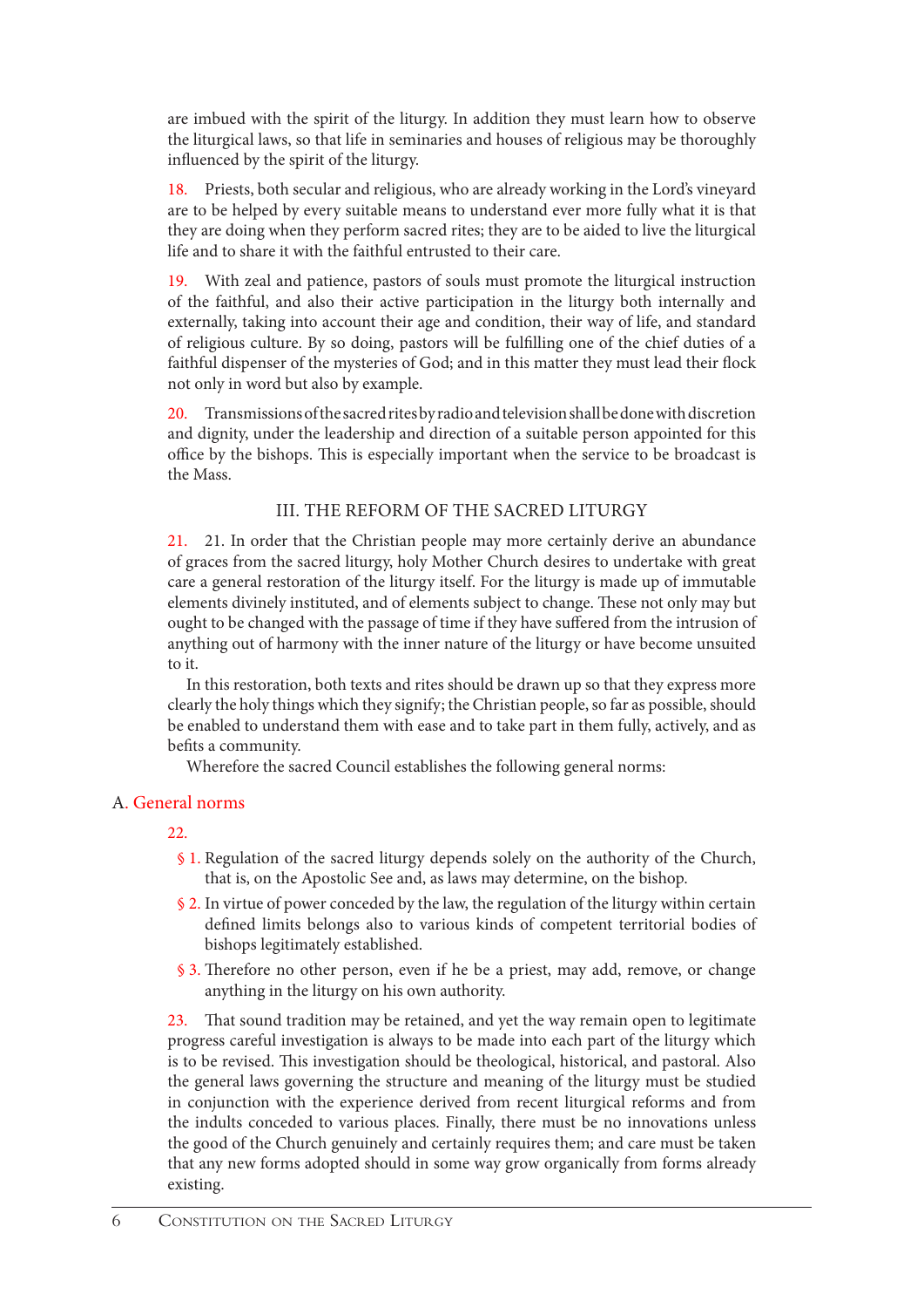are imbued with the spirit of the liturgy. In addition they must learn how to observe the liturgical laws, so that life in seminaries and houses of religious may be thoroughly influenced by the spirit of the liturgy.

18. Priests, both secular and religious, who are already working in the Lord's vineyard are to be helped by every suitable means to understand ever more fully what it is that they are doing when they perform sacred rites; they are to be aided to live the liturgical life and to share it with the faithful entrusted to their care.

19. With zeal and patience, pastors of souls must promote the liturgical instruction of the faithful, and also their active participation in the liturgy both internally and externally, taking into account their age and condition, their way of life, and standard of religious culture. By so doing, pastors will be fulfilling one of the chief duties of a faithful dispenser of the mysteries of God; and in this matter they must lead their flock not only in word but also by example.

20. Transmissions of the sacred rites by radio and television shall be done with discretion and dignity, under the leadership and direction of a suitable person appointed for this office by the bishops. This is especially important when the service to be broadcast is the Mass.

## III. THE REFORM OF THE SACRED LITURGY

21. 21. In order that the Christian people may more certainly derive an abundance of graces from the sacred liturgy, holy Mother Church desires to undertake with great care a general restoration of the liturgy itself. For the liturgy is made up of immutable elements divinely instituted, and of elements subject to change. These not only may but ought to be changed with the passage of time if they have suffered from the intrusion of anything out of harmony with the inner nature of the liturgy or have become unsuited to it.

In this restoration, both texts and rites should be drawn up so that they express more clearly the holy things which they signify; the Christian people, so far as possible, should be enabled to understand them with ease and to take part in them fully, actively, and as befits a community.

Wherefore the sacred Council establishes the following general norms:

### A. General norms

22.

§ 1. Regulation of the sacred liturgy depends solely on the authority of the Church, that is, on the Apostolic See and, as laws may determine, on the bishop.

§ 2. In virtue of power conceded by the law, the regulation of the liturgy within certain defined limits belongs also to various kinds of competent territorial bodies of bishops legitimately established.

§ 3. Therefore no other person, even if he be a priest, may add, remove, or change anything in the liturgy on his own authority.

23. That sound tradition may be retained, and yet the way remain open to legitimate progress careful investigation is always to be made into each part of the liturgy which is to be revised. This investigation should be theological, historical, and pastoral. Also the general laws governing the structure and meaning of the liturgy must be studied in conjunction with the experience derived from recent liturgical reforms and from the indults conceded to various places. Finally, there must be no innovations unless the good of the Church genuinely and certainly requires them; and care must be taken that any new forms adopted should in some way grow organically from forms already existing.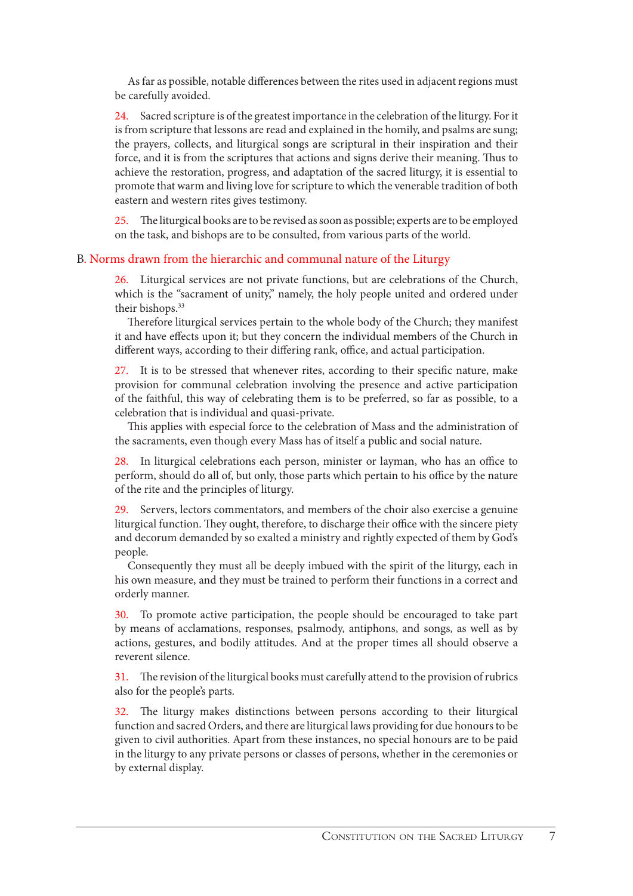As far as possible, notable differences between the rites used in adjacent regions must be carefully avoided.

24. Sacred scripture is of the greatest importance in the celebration of the liturgy. For it is from scripture that lessons are read and explained in the homily, and psalms are sung; the prayers, collects, and liturgical songs are scriptural in their inspiration and their force, and it is from the scriptures that actions and signs derive their meaning. Thus to achieve the restoration, progress, and adaptation of the sacred liturgy, it is essential to promote that warm and living love for scripture to which the venerable tradition of both eastern and western rites gives testimony.

25. The liturgical books are to be revised as soon as possible; experts are to be employed on the task, and bishops are to be consulted, from various parts of the world.

### B. Norms drawn from the hierarchic and communal nature of the Liturgy

26. Liturgical services are not private functions, but are celebrations of the Church, which is the "sacrament of unity," namely, the holy people united and ordered under their bishops.[33]

Therefore liturgical services pertain to the whole body of the Church; they manifest it and have effects upon it; but they concern the individual members of the Church in different ways, according to their differing rank, office, and actual participation.

27. It is to be stressed that whenever rites, according to their specific nature, make provision for communal celebration involving the presence and active participation of the faithful, this way of celebrating them is to be preferred, so far as possible, to a celebration that is individual and quasi-private.

This applies with especial force to the celebration of Mass and the administration of the sacraments, even though every Mass has of itself a public and social nature.

28. In liturgical celebrations each person, minister or layman, who has an office to perform, should do all of, but only, those parts which pertain to his office by the nature of the rite and the principles of liturgy.

29. Servers, lectors commentators, and members of the choir also exercise a genuine liturgical function. They ought, therefore, to discharge their office with the sincere piety and decorum demanded by so exalted a ministry and rightly expected of them by God's people.

Consequently they must all be deeply imbued with the spirit of the liturgy, each in his own measure, and they must be trained to perform their functions in a correct and orderly manner.

30. To promote active participation, the people should be encouraged to take part by means of acclamations, responses, psalmody, antiphons, and songs, as well as by actions, gestures, and bodily attitudes. And at the proper times all should observe a reverent silence.

31. The revision of the liturgical books must carefully attend to the provision of rubrics also for the people's parts.

32. The liturgy makes distinctions between persons according to their liturgical function and sacred Orders, and there are liturgical laws providing for due honours to be given to civil authorities. Apart from these instances, no special honours are to be paid in the liturgy to any private persons or classes of persons, whether in the ceremonies or by external display.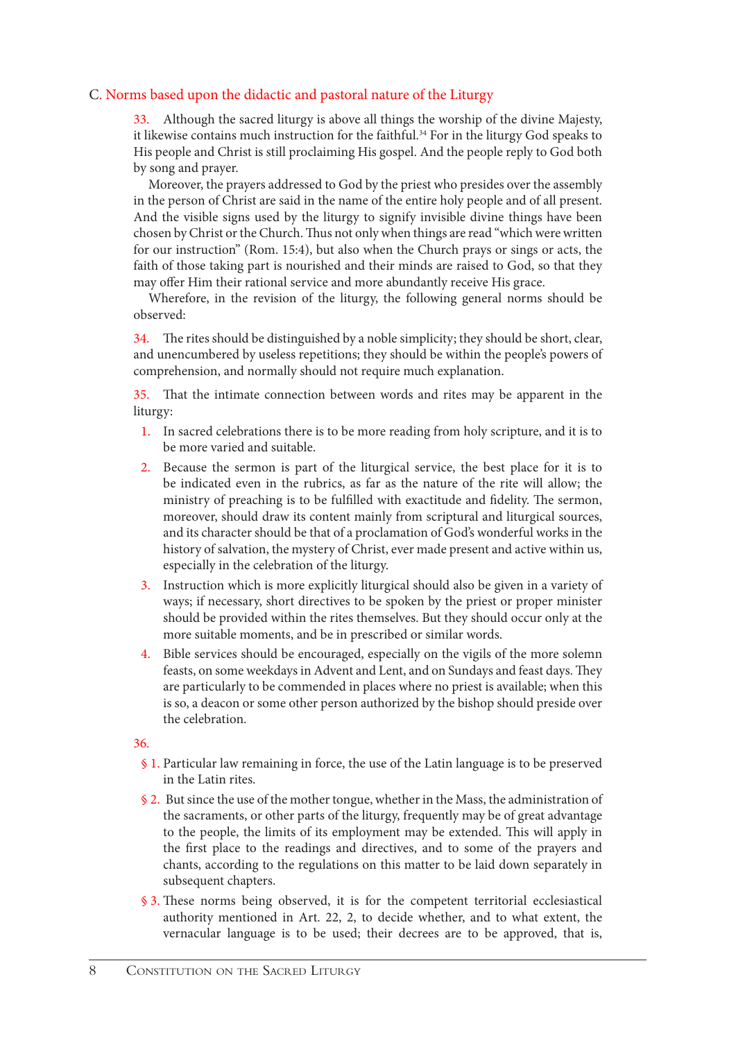## C. Norms based upon the didactic and pastoral nature of the Liturgy

33. Although the sacred liturgy is above all things the worship of the divine Majesty, it likewise contains much instruction for the faithful.[34] For in the liturgy God speaks to His people and Christ is still proclaiming His gospel. And the people reply to God both by song and prayer.

Moreover, the prayers addressed to God by the priest who presides over the assembly in the person of Christ are said in the name of the entire holy people and of all present. And the visible signs used by the liturgy to signify invisible divine things have been chosen by Christ or the Church. Thus not only when things are read "which were written for our instruction" (Rom. 15:4), but also when the Church prays or sings or acts, the faith of those taking part is nourished and their minds are raised to God, so that they may offer Him their rational service and more abundantly receive His grace.

Wherefore, in the revision of the liturgy, the following general norms should be observed:

34. The rites should be distinguished by a noble simplicity; they should be short, clear, and unencumbered by useless repetitions; they should be within the people's powers of comprehension, and normally should not require much explanation.

35. That the intimate connection between words and rites may be apparent in the liturgy:

1. In sacred celebrations there is to be more reading from holy scripture, and it is to be more varied and suitable.
2. Because the sermon is part of the liturgical service, the best place for it is to be indicated even in the rubrics, as far as the nature of the rite will allow; the ministry of preaching is to be fulfilled with exactitude and fidelity. The sermon, moreover, should draw its content mainly from scriptural and liturgical sources, and its character should be that of a proclamation of God's wonderful works in the history of salvation, the mystery of Christ, ever made present and active within us, especially in the celebration of the liturgy.
3. Instruction which is more explicitly liturgical should also be given in a variety of ways; if necessary, short directives to be spoken by the priest or proper minister should be provided within the rites themselves. But they should occur only at the more suitable moments, and be in prescribed or similar words.
4. Bible services should be encouraged, especially on the vigils of the more solemn feasts, on some weekdays in Advent and Lent, and on Sundays and feast days. They are particularly to be commended in places where no priest is available; when this is so, a deacon or some other person authorized by the bishop should preside over the celebration.

36.

§ 1. Particular law remaining in force, the use of the Latin language is to be preserved in the Latin rites.

§ 2. But since the use of the mother tongue, whether in the Mass, the administration of the sacraments, or other parts of the liturgy, frequently may be of great advantage to the people, the limits of its employment may be extended. This will apply in the first place to the readings and directives, and to some of the prayers and chants, according to the regulations on this matter to be laid down separately in subsequent chapters.

§ 3. These norms being observed, it is for the competent territorial ecclesiastical authority mentioned in Art. 22, 2, to decide whether, and to what extent, the vernacular language is to be used; their decrees are to be approved, that is,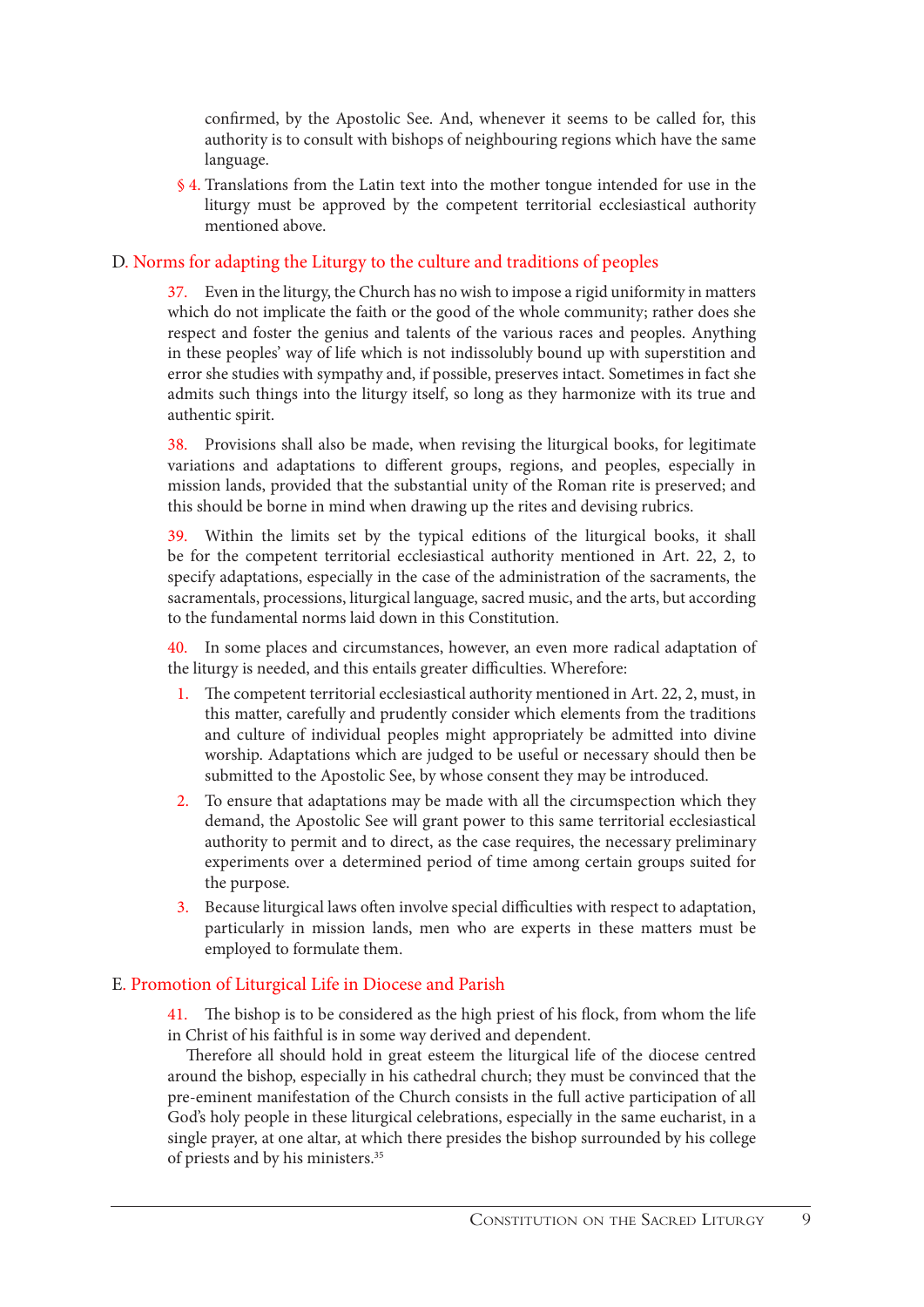confirmed, by the Apostolic See. And, whenever it seems to be called for, this authority is to consult with bishops of neighbouring regions which have the same language.

§ 4. Translations from the Latin text into the mother tongue intended for use in the liturgy must be approved by the competent territorial ecclesiastical authority mentioned above.

## D. Norms for adapting the Liturgy to the culture and traditions of peoples

37. Even in the liturgy, the Church has no wish to impose a rigid uniformity in matters which do not implicate the faith or the good of the whole community; rather does she respect and foster the genius and talents of the various races and peoples. Anything in these peoples' way of life which is not indissolubly bound up with superstition and error she studies with sympathy and, if possible, preserves intact. Sometimes in fact she admits such things into the liturgy itself, so long as they harmonize with its true and authentic spirit.

38. Provisions shall also be made, when revising the liturgical books, for legitimate variations and adaptations to different groups, regions, and peoples, especially in mission lands, provided that the substantial unity of the Roman rite is preserved; and this should be borne in mind when drawing up the rites and devising rubrics.

39. Within the limits set by the typical editions of the liturgical books, it shall be for the competent territorial ecclesiastical authority mentioned in Art. 22, 2, to specify adaptations, especially in the case of the administration of the sacraments, the sacramentals, processions, liturgical language, sacred music, and the arts, but according to the fundamental norms laid down in this Constitution.

40. In some places and circumstances, however, an even more radical adaptation of the liturgy is needed, and this entails greater difficulties. Wherefore:

1. The competent territorial ecclesiastical authority mentioned in Art. 22, 2, must, in this matter, carefully and prudently consider which elements from the traditions and culture of individual peoples might appropriately be admitted into divine worship. Adaptations which are judged to be useful or necessary should then be submitted to the Apostolic See, by whose consent they may be introduced.
2. To ensure that adaptations may be made with all the circumspection which they demand, the Apostolic See will grant power to this same territorial ecclesiastical authority to permit and to direct, as the case requires, the necessary preliminary experiments over a determined period of time among certain groups suited for the purpose.
3. Because liturgical laws often involve special difficulties with respect to adaptation, particularly in mission lands, men who are experts in these matters must be employed to formulate them.

## E. Promotion of Liturgical Life in Diocese and Parish

41. The bishop is to be considered as the high priest of his flock, from whom the life in Christ of his faithful is in some way derived and dependent.

Therefore all should hold in great esteem the liturgical life of the diocese centred around the bishop, especially in his cathedral church; they must be convinced that the pre-eminent manifestation of the Church consists in the full active participation of all God's holy people in these liturgical celebrations, especially in the same eucharist, in a single prayer, at one altar, at which there presides the bishop surrounded by his college of priests and by his ministers.[35]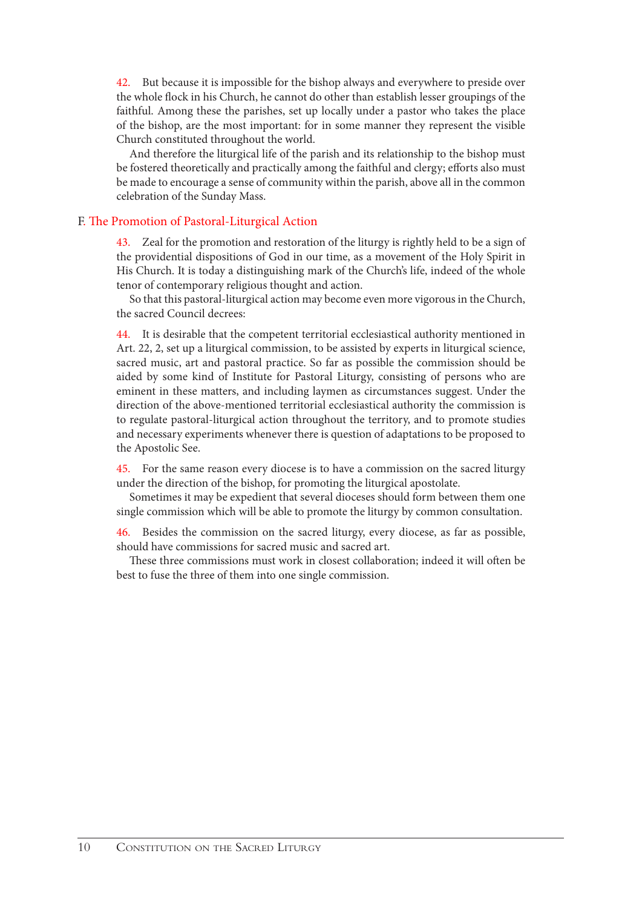42. But because it is impossible for the bishop always and everywhere to preside over the whole flock in his Church, he cannot do other than establish lesser groupings of the faithful. Among these the parishes, set up locally under a pastor who takes the place of the bishop, are the most important: for in some manner they represent the visible Church constituted throughout the world.

And therefore the liturgical life of the parish and its relationship to the bishop must be fostered theoretically and practically among the faithful and clergy; efforts also must be made to encourage a sense of community within the parish, above all in the common celebration of the Sunday Mass.

## F. The Promotion of Pastoral-Liturgical Action

43. Zeal for the promotion and restoration of the liturgy is rightly held to be a sign of the providential dispositions of God in our time, as a movement of the Holy Spirit in His Church. It is today a distinguishing mark of the Church's life, indeed of the whole tenor of contemporary religious thought and action.

So that this pastoral-liturgical action may become even more vigorous in the Church, the sacred Council decrees:

44. It is desirable that the competent territorial ecclesiastical authority mentioned in Art. 22, 2, set up a liturgical commission, to be assisted by experts in liturgical science, sacred music, art and pastoral practice. So far as possible the commission should be aided by some kind of Institute for Pastoral Liturgy, consisting of persons who are eminent in these matters, and including laymen as circumstances suggest. Under the direction of the above-mentioned territorial ecclesiastical authority the commission is to regulate pastoral-liturgical action throughout the territory, and to promote studies and necessary experiments whenever there is question of adaptations to be proposed to the Apostolic See.

45. For the same reason every diocese is to have a commission on the sacred liturgy under the direction of the bishop, for promoting the liturgical apostolate.

Sometimes it may be expedient that several dioceses should form between them one single commission which will be able to promote the liturgy by common consultation.

46. Besides the commission on the sacred liturgy, every diocese, as far as possible, should have commissions for sacred music and sacred art.

These three commissions must work in closest collaboration; indeed it will often be best to fuse the three of them into one single commission.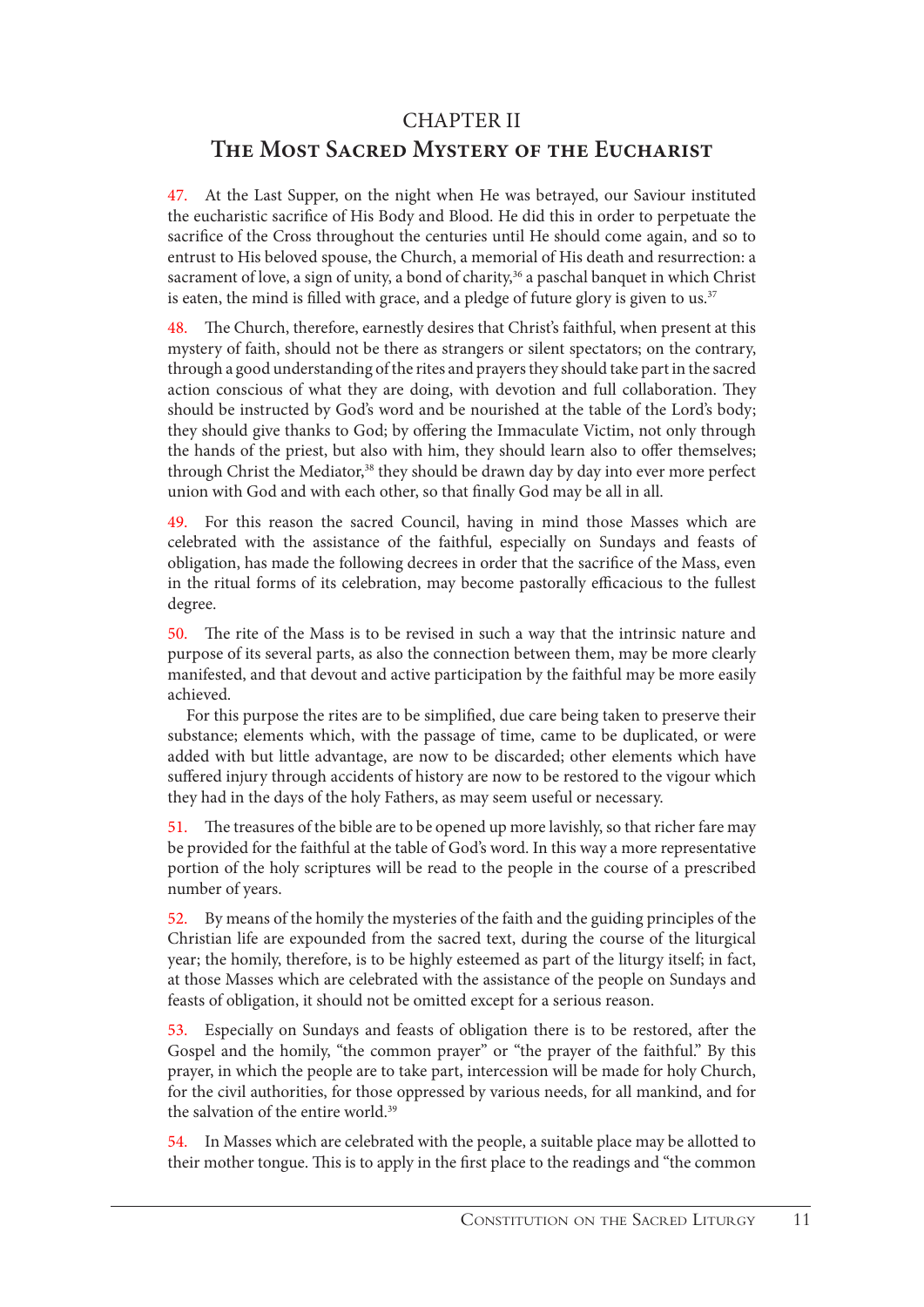# CHAPTER II
## The Most Sacred Mystery of the Eucharist

47. At the Last Supper, on the night when He was betrayed, our Saviour instituted the eucharistic sacrifice of His Body and Blood. He did this in order to perpetuate the sacrifice of the Cross throughout the centuries until He should come again, and so to entrust to His beloved spouse, the Church, a memorial of His death and resurrection: a sacrament of love, a sign of unity, a bond of charity,[36] a paschal banquet in which Christ is eaten, the mind is filled with grace, and a pledge of future glory is given to us.[37]

48. The Church, therefore, earnestly desires that Christ's faithful, when present at this mystery of faith, should not be there as strangers or silent spectators; on the contrary, through a good understanding of the rites and prayers they should take part in the sacred action conscious of what they are doing, with devotion and full collaboration. They should be instructed by God's word and be nourished at the table of the Lord's body; they should give thanks to God; by offering the Immaculate Victim, not only through the hands of the priest, but also with him, they should learn also to offer themselves; through Christ the Mediator,[38] they should be drawn day by day into ever more perfect union with God and with each other, so that finally God may be all in all.

49. For this reason the sacred Council, having in mind those Masses which are celebrated with the assistance of the faithful, especially on Sundays and feasts of obligation, has made the following decrees in order that the sacrifice of the Mass, even in the ritual forms of its celebration, may become pastorally efficacious to the fullest degree.

50. The rite of the Mass is to be revised in such a way that the intrinsic nature and purpose of its several parts, as also the connection between them, may be more clearly manifested, and that devout and active participation by the faithful may be more easily achieved.

For this purpose the rites are to be simplified, due care being taken to preserve their substance; elements which, with the passage of time, came to be duplicated, or were added with but little advantage, are now to be discarded; other elements which have suffered injury through accidents of history are now to be restored to the vigour which they had in the days of the holy Fathers, as may seem useful or necessary.

51. The treasures of the bible are to be opened up more lavishly, so that richer fare may be provided for the faithful at the table of God's word. In this way a more representative portion of the holy scriptures will be read to the people in the course of a prescribed number of years.

52. By means of the homily the mysteries of the faith and the guiding principles of the Christian life are expounded from the sacred text, during the course of the liturgical year; the homily, therefore, is to be highly esteemed as part of the liturgy itself; in fact, at those Masses which are celebrated with the assistance of the people on Sundays and feasts of obligation, it should not be omitted except for a serious reason.

53. Especially on Sundays and feasts of obligation there is to be restored, after the Gospel and the homily, "the common prayer" or "the prayer of the faithful." By this prayer, in which the people are to take part, intercession will be made for holy Church, for the civil authorities, for those oppressed by various needs, for all mankind, and for the salvation of the entire world.[39]

54. In Masses which are celebrated with the people, a suitable place may be allotted to their mother tongue. This is to apply in the first place to the readings and "the common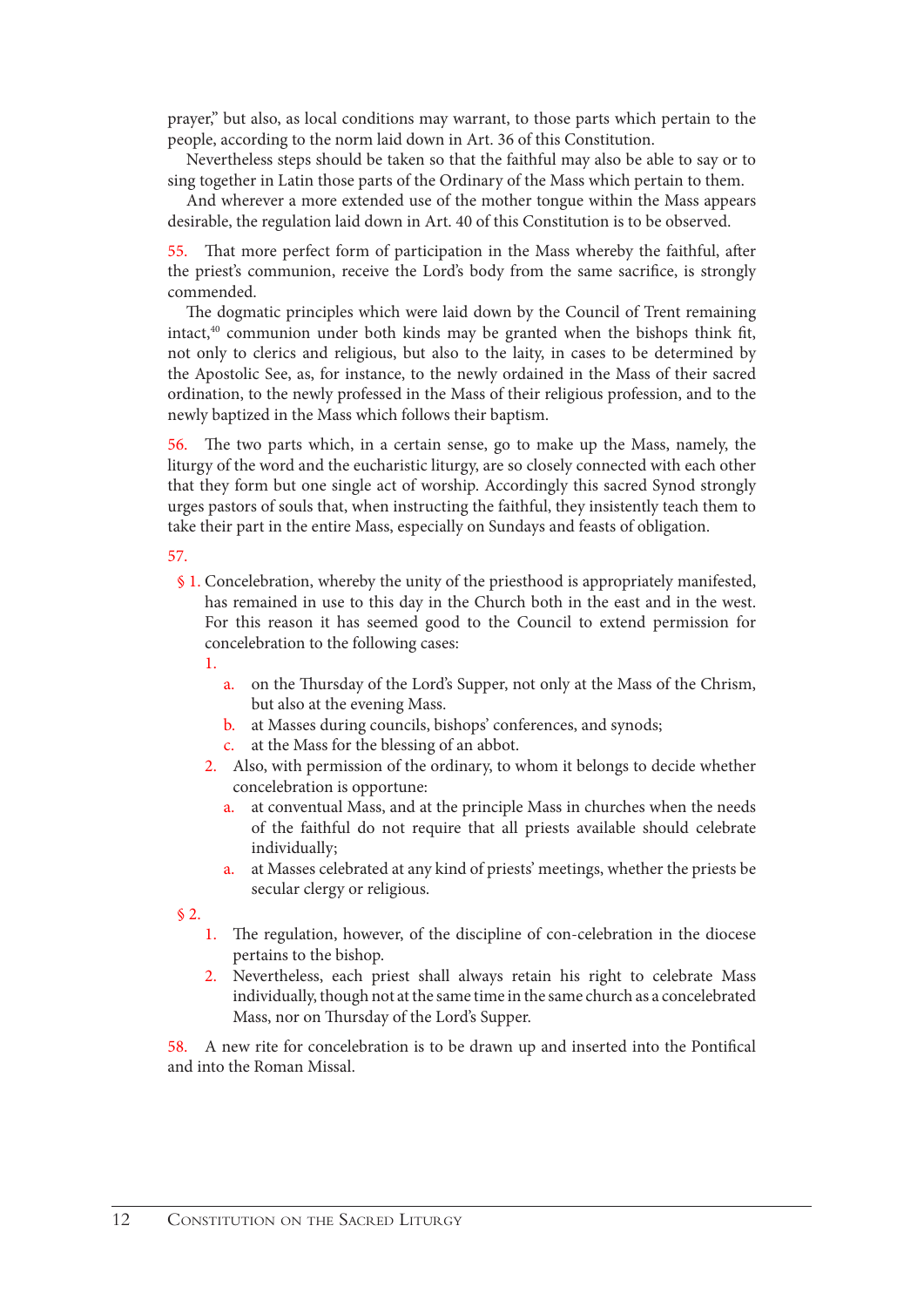prayer," but also, as local conditions may warrant, to those parts which pertain to the people, according to the norm laid down in Art. 36 of this Constitution.

Nevertheless steps should be taken so that the faithful may also be able to say or to sing together in Latin those parts of the Ordinary of the Mass which pertain to them.

And wherever a more extended use of the mother tongue within the Mass appears desirable, the regulation laid down in Art. 40 of this Constitution is to be observed.

55. That more perfect form of participation in the Mass whereby the faithful, after the priest's communion, receive the Lord's body from the same sacrifice, is strongly commended.

The dogmatic principles which were laid down by the Council of Trent remaining intact,[40] communion under both kinds may be granted when the bishops think fit, not only to clerics and religious, but also to the laity, in cases to be determined by the Apostolic See, as, for instance, to the newly ordained in the Mass of their sacred ordination, to the newly professed in the Mass of their religious profession, and to the newly baptized in the Mass which follows their baptism.

56. The two parts which, in a certain sense, go to make up the Mass, namely, the liturgy of the word and the eucharistic liturgy, are so closely connected with each other that they form but one single act of worship. Accordingly this sacred Synod strongly urges pastors of souls that, when instructing the faithful, they insistently teach them to take their part in the entire Mass, especially on Sundays and feasts of obligation.

57.

§ 1. Concelebration, whereby the unity of the priesthood is appropriately manifested, has remained in use to this day in the Church both in the east and in the west. For this reason it has seemed good to the Council to extend permission for concelebration to the following cases:

1.
   a. on the Thursday of the Lord's Supper, not only at the Mass of the Chrism, but also at the evening Mass.
   b. at Masses during councils, bishops' conferences, and synods;
   c. at the Mass for the blessing of an abbot.
2. Also, with permission of the ordinary, to whom it belongs to decide whether concelebration is opportune:
   a. at conventual Mass, and at the principle Mass in churches when the needs of the faithful do not require that all priests available should celebrate individually;
   a. at Masses celebrated at any kind of priests' meetings, whether the priests be secular clergy or religious.

§ 2.

1. The regulation, however, of the discipline of con-celebration in the diocese pertains to the bishop.
2. Nevertheless, each priest shall always retain his right to celebrate Mass individually, though not at the same time in the same church as a concelebrated Mass, nor on Thursday of the Lord's Supper.

58. A new rite for concelebration is to be drawn up and inserted into the Pontifical and into the Roman Missal.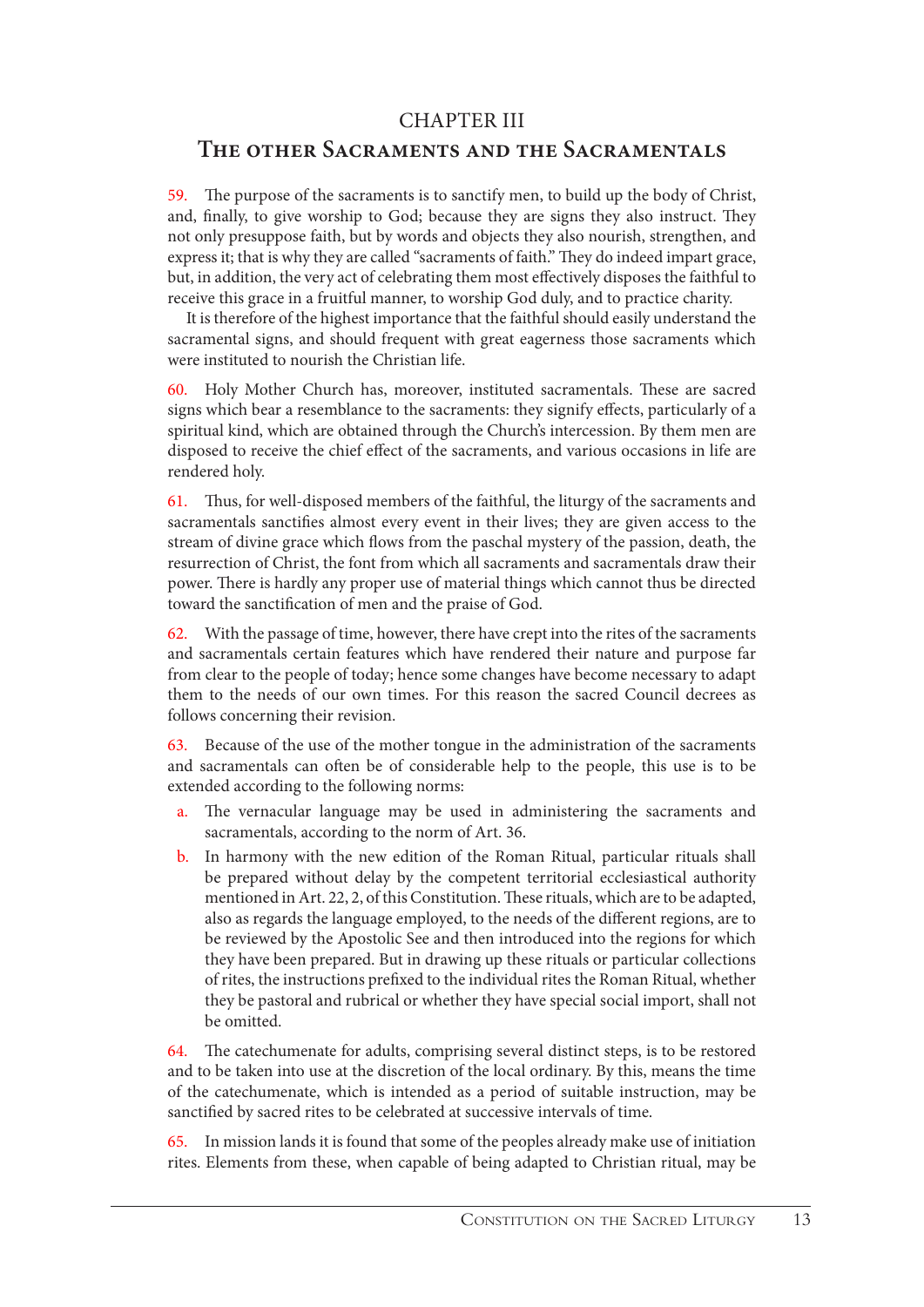## CHAPTER III

## The other Sacraments and the Sacramentals

59. The purpose of the sacraments is to sanctify men, to build up the body of Christ, and, finally, to give worship to God; because they are signs they also instruct. They not only presuppose faith, but by words and objects they also nourish, strengthen, and express it; that is why they are called "sacraments of faith." They do indeed impart grace, but, in addition, the very act of celebrating them most effectively disposes the faithful to receive this grace in a fruitful manner, to worship God duly, and to practice charity.

It is therefore of the highest importance that the faithful should easily understand the sacramental signs, and should frequent with great eagerness those sacraments which were instituted to nourish the Christian life.

60. Holy Mother Church has, moreover, instituted sacramentals. These are sacred signs which bear a resemblance to the sacraments: they signify effects, particularly of a spiritual kind, which are obtained through the Church's intercession. By them men are disposed to receive the chief effect of the sacraments, and various occasions in life are rendered holy.

61. Thus, for well-disposed members of the faithful, the liturgy of the sacraments and sacramentals sanctifies almost every event in their lives; they are given access to the stream of divine grace which flows from the paschal mystery of the passion, death, the resurrection of Christ, the font from which all sacraments and sacramentals draw their power. There is hardly any proper use of material things which cannot thus be directed toward the sanctification of men and the praise of God.

62. With the passage of time, however, there have crept into the rites of the sacraments and sacramentals certain features which have rendered their nature and purpose far from clear to the people of today; hence some changes have become necessary to adapt them to the needs of our own times. For this reason the sacred Council decrees as follows concerning their revision.

63. Because of the use of the mother tongue in the administration of the sacraments and sacramentals can often be of considerable help to the people, this use is to be extended according to the following norms:

a. The vernacular language may be used in administering the sacraments and sacramentals, according to the norm of Art. 36.

b. In harmony with the new edition of the Roman Ritual, particular rituals shall be prepared without delay by the competent territorial ecclesiastical authority mentioned in Art. 22, 2, of this Constitution. These rituals, which are to be adapted, also as regards the language employed, to the needs of the different regions, are to be reviewed by the Apostolic See and then introduced into the regions for which they have been prepared. But in drawing up these rituals or particular collections of rites, the instructions prefixed to the individual rites the Roman Ritual, whether they be pastoral and rubrical or whether they have special social import, shall not be omitted.

64. The catechumenate for adults, comprising several distinct steps, is to be restored and to be taken into use at the discretion of the local ordinary. By this, means the time of the catechumenate, which is intended as a period of suitable instruction, may be sanctified by sacred rites to be celebrated at successive intervals of time.

65. In mission lands it is found that some of the peoples already make use of initiation rites. Elements from these, when capable of being adapted to Christian ritual, may be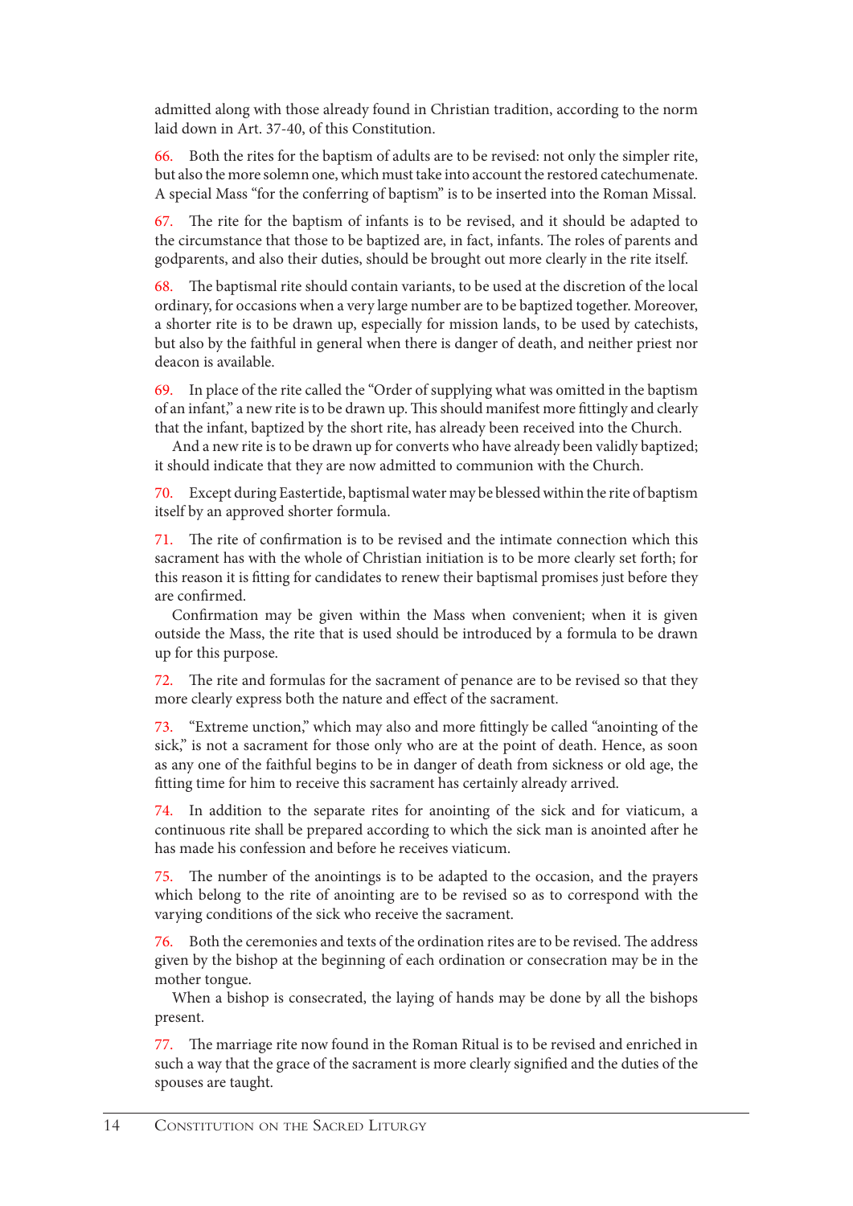admitted along with those already found in Christian tradition, according to the norm laid down in Art. 37-40, of this Constitution.

66. Both the rites for the baptism of adults are to be revised: not only the simpler rite, but also the more solemn one, which must take into account the restored catechumenate. A special Mass "for the conferring of baptism" is to be inserted into the Roman Missal.

67. The rite for the baptism of infants is to be revised, and it should be adapted to the circumstance that those to be baptized are, in fact, infants. The roles of parents and godparents, and also their duties, should be brought out more clearly in the rite itself.

68. The baptismal rite should contain variants, to be used at the discretion of the local ordinary, for occasions when a very large number are to be baptized together. Moreover, a shorter rite is to be drawn up, especially for mission lands, to be used by catechists, but also by the faithful in general when there is danger of death, and neither priest nor deacon is available.

69. In place of the rite called the "Order of supplying what was omitted in the baptism of an infant," a new rite is to be drawn up. This should manifest more fittingly and clearly that the infant, baptized by the short rite, has already been received into the Church.

And a new rite is to be drawn up for converts who have already been validly baptized; it should indicate that they are now admitted to communion with the Church.

70. Except during Eastertide, baptismal water may be blessed within the rite of baptism itself by an approved shorter formula.

71. The rite of confirmation is to be revised and the intimate connection which this sacrament has with the whole of Christian initiation is to be more clearly set forth; for this reason it is fitting for candidates to renew their baptismal promises just before they are confirmed.

Confirmation may be given within the Mass when convenient; when it is given outside the Mass, the rite that is used should be introduced by a formula to be drawn up for this purpose.

72. The rite and formulas for the sacrament of penance are to be revised so that they more clearly express both the nature and effect of the sacrament.

73. "Extreme unction," which may also and more fittingly be called "anointing of the sick," is not a sacrament for those only who are at the point of death. Hence, as soon as any one of the faithful begins to be in danger of death from sickness or old age, the fitting time for him to receive this sacrament has certainly already arrived.

74. In addition to the separate rites for anointing of the sick and for viaticum, a continuous rite shall be prepared according to which the sick man is anointed after he has made his confession and before he receives viaticum.

75. The number of the anointings is to be adapted to the occasion, and the prayers which belong to the rite of anointing are to be revised so as to correspond with the varying conditions of the sick who receive the sacrament.

76. Both the ceremonies and texts of the ordination rites are to be revised. The address given by the bishop at the beginning of each ordination or consecration may be in the mother tongue.

When a bishop is consecrated, the laying of hands may be done by all the bishops present.

77. The marriage rite now found in the Roman Ritual is to be revised and enriched in such a way that the grace of the sacrament is more clearly signified and the duties of the spouses are taught.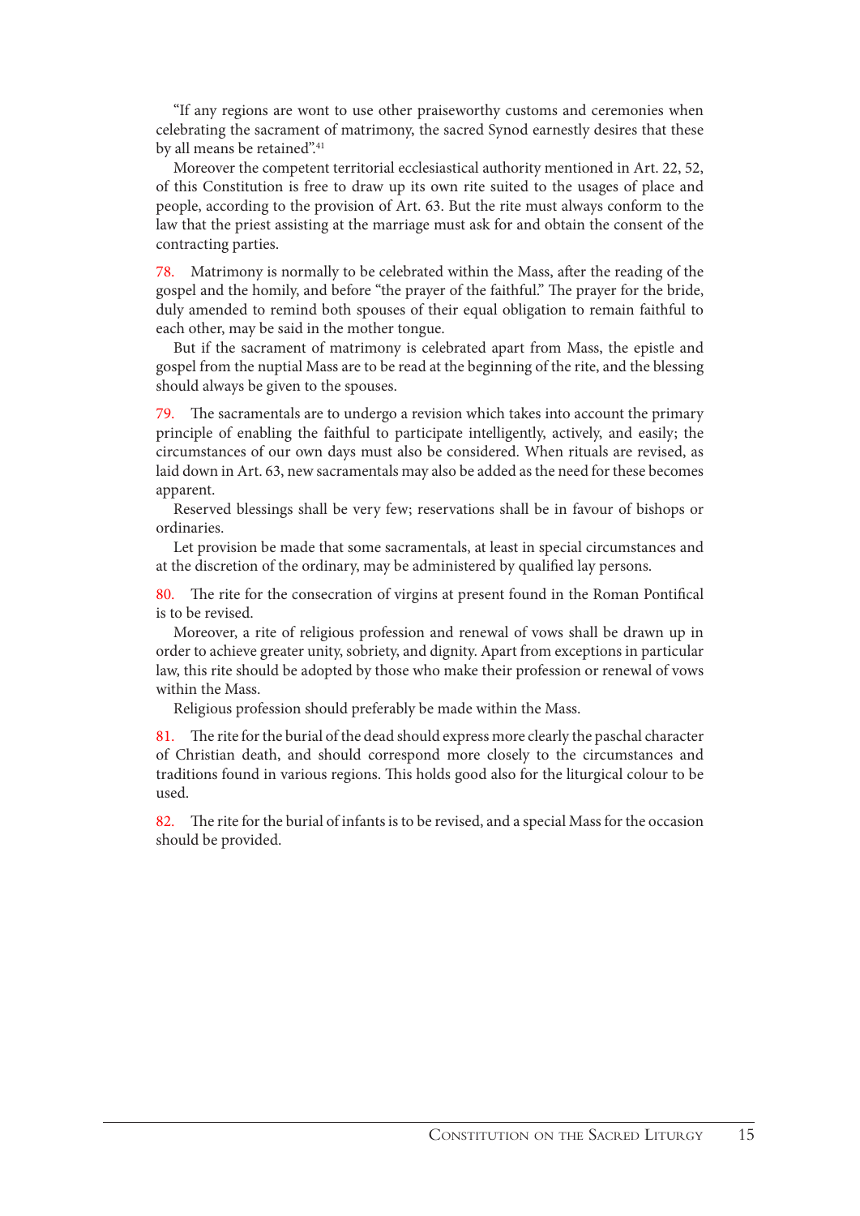"If any regions are wont to use other praiseworthy customs and ceremonies when celebrating the sacrament of matrimony, the sacred Synod earnestly desires that these by all means be retained".[41]

Moreover the competent territorial ecclesiastical authority mentioned in Art. 22, 52, of this Constitution is free to draw up its own rite suited to the usages of place and people, according to the provision of Art. 63. But the rite must always conform to the law that the priest assisting at the marriage must ask for and obtain the consent of the contracting parties.

78. Matrimony is normally to be celebrated within the Mass, after the reading of the gospel and the homily, and before "the prayer of the faithful." The prayer for the bride, duly amended to remind both spouses of their equal obligation to remain faithful to each other, may be said in the mother tongue.

But if the sacrament of matrimony is celebrated apart from Mass, the epistle and gospel from the nuptial Mass are to be read at the beginning of the rite, and the blessing should always be given to the spouses.

79. The sacramentals are to undergo a revision which takes into account the primary principle of enabling the faithful to participate intelligently, actively, and easily; the circumstances of our own days must also be considered. When rituals are revised, as laid down in Art. 63, new sacramentals may also be added as the need for these becomes apparent.

Reserved blessings shall be very few; reservations shall be in favour of bishops or ordinaries.

Let provision be made that some sacramentals, at least in special circumstances and at the discretion of the ordinary, may be administered by qualified lay persons.

80. The rite for the consecration of virgins at present found in the Roman Pontifical is to be revised.

Moreover, a rite of religious profession and renewal of vows shall be drawn up in order to achieve greater unity, sobriety, and dignity. Apart from exceptions in particular law, this rite should be adopted by those who make their profession or renewal of vows within the Mass.

Religious profession should preferably be made within the Mass.

81. The rite for the burial of the dead should express more clearly the paschal character of Christian death, and should correspond more closely to the circumstances and traditions found in various regions. This holds good also for the liturgical colour to be used.

82. The rite for the burial of infants is to be revised, and a special Mass for the occasion should be provided.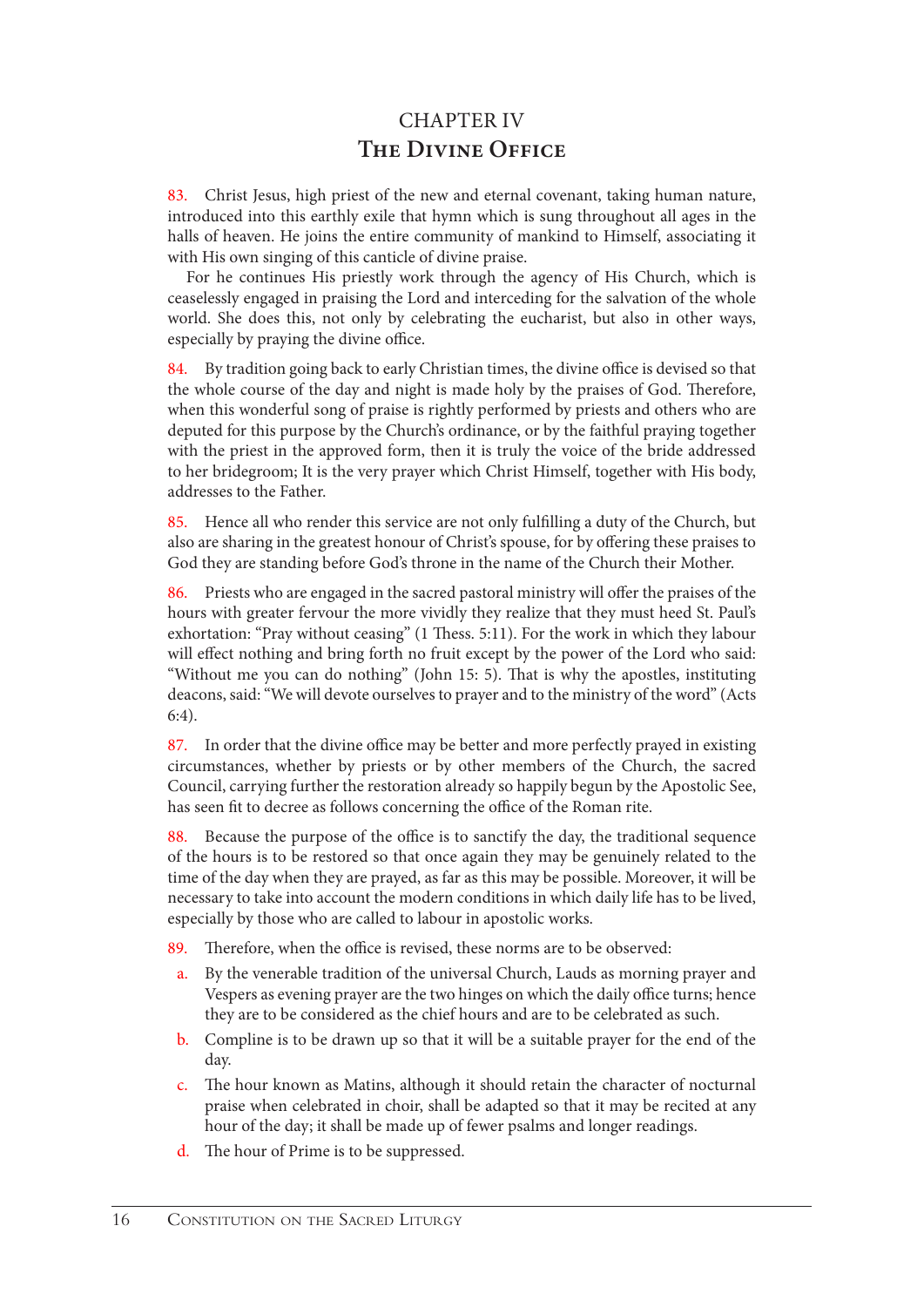## CHAPTER IV
## The Divine Office

83. Christ Jesus, high priest of the new and eternal covenant, taking human nature, introduced into this earthly exile that hymn which is sung throughout all ages in the halls of heaven. He joins the entire community of mankind to Himself, associating it with His own singing of this canticle of divine praise.

For he continues His priestly work through the agency of His Church, which is ceaselessly engaged in praising the Lord and interceding for the salvation of the whole world. She does this, not only by celebrating the eucharist, but also in other ways, especially by praying the divine office.

84. By tradition going back to early Christian times, the divine office is devised so that the whole course of the day and night is made holy by the praises of God. Therefore, when this wonderful song of praise is rightly performed by priests and others who are deputed for this purpose by the Church's ordinance, or by the faithful praying together with the priest in the approved form, then it is truly the voice of the bride addressed to her bridegroom; It is the very prayer which Christ Himself, together with His body, addresses to the Father.

85. Hence all who render this service are not only fulfilling a duty of the Church, but also are sharing in the greatest honour of Christ's spouse, for by offering these praises to God they are standing before God's throne in the name of the Church their Mother.

86. Priests who are engaged in the sacred pastoral ministry will offer the praises of the hours with greater fervour the more vividly they realize that they must heed St. Paul's exhortation: "Pray without ceasing" (1 Thess. 5:11). For the work in which they labour will effect nothing and bring forth no fruit except by the power of the Lord who said: "Without me you can do nothing" (John 15: 5). That is why the apostles, instituting deacons, said: "We will devote ourselves to prayer and to the ministry of the word" (Acts 6:4).

87. In order that the divine office may be better and more perfectly prayed in existing circumstances, whether by priests or by other members of the Church, the sacred Council, carrying further the restoration already so happily begun by the Apostolic See, has seen fit to decree as follows concerning the office of the Roman rite.

88. Because the purpose of the office is to sanctify the day, the traditional sequence of the hours is to be restored so that once again they may be genuinely related to the time of the day when they are prayed, as far as this may be possible. Moreover, it will be necessary to take into account the modern conditions in which daily life has to be lived, especially by those who are called to labour in apostolic works.

89. Therefore, when the office is revised, these norms are to be observed:

a. By the venerable tradition of the universal Church, Lauds as morning prayer and Vespers as evening prayer are the two hinges on which the daily office turns; hence they are to be considered as the chief hours and are to be celebrated as such.

b. Compline is to be drawn up so that it will be a suitable prayer for the end of the day.

c. The hour known as Matins, although it should retain the character of nocturnal praise when celebrated in choir, shall be adapted so that it may be recited at any hour of the day; it shall be made up of fewer psalms and longer readings.

d. The hour of Prime is to be suppressed.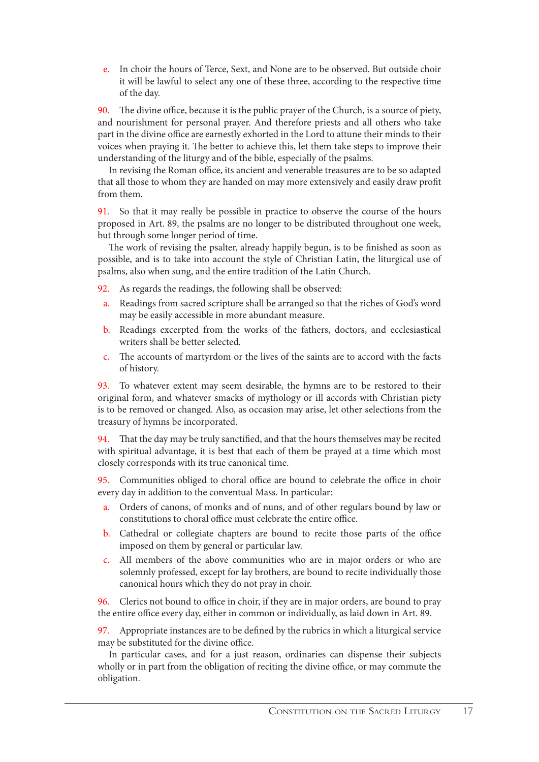e. In choir the hours of Terce, Sext, and None are to be observed. But outside choir it will be lawful to select any one of these three, according to the respective time of the day.

90. The divine office, because it is the public prayer of the Church, is a source of piety, and nourishment for personal prayer. And therefore priests and all others who take part in the divine office are earnestly exhorted in the Lord to attune their minds to their voices when praying it. The better to achieve this, let them take steps to improve their understanding of the liturgy and of the bible, especially of the psalms.

In revising the Roman office, its ancient and venerable treasures are to be so adapted that all those to whom they are handed on may more extensively and easily draw profit from them.

91. So that it may really be possible in practice to observe the course of the hours proposed in Art. 89, the psalms are no longer to be distributed throughout one week, but through some longer period of time.

The work of revising the psalter, already happily begun, is to be finished as soon as possible, and is to take into account the style of Christian Latin, the liturgical use of psalms, also when sung, and the entire tradition of the Latin Church.

92. As regards the readings, the following shall be observed:

a. Readings from sacred scripture shall be arranged so that the riches of God's word may be easily accessible in more abundant measure.

b. Readings excerpted from the works of the fathers, doctors, and ecclesiastical writers shall be better selected.

c. The accounts of martyrdom or the lives of the saints are to accord with the facts of history.

93. To whatever extent may seem desirable, the hymns are to be restored to their original form, and whatever smacks of mythology or ill accords with Christian piety is to be removed or changed. Also, as occasion may arise, let other selections from the treasury of hymns be incorporated.

94. That the day may be truly sanctified, and that the hours themselves may be recited with spiritual advantage, it is best that each of them be prayed at a time which most closely corresponds with its true canonical time.

95. Communities obliged to choral office are bound to celebrate the office in choir every day in addition to the conventual Mass. In particular:

a. Orders of canons, of monks and of nuns, and of other regulars bound by law or constitutions to choral office must celebrate the entire office.

b. Cathedral or collegiate chapters are bound to recite those parts of the office imposed on them by general or particular law.

c. All members of the above communities who are in major orders or who are solemnly professed, except for lay brothers, are bound to recite individually those canonical hours which they do not pray in choir.

96. Clerics not bound to office in choir, if they are in major orders, are bound to pray the entire office every day, either in common or individually, as laid down in Art. 89.

97. Appropriate instances are to be defined by the rubrics in which a liturgical service may be substituted for the divine office.

In particular cases, and for a just reason, ordinaries can dispense their subjects wholly or in part from the obligation of reciting the divine office, or may commute the obligation.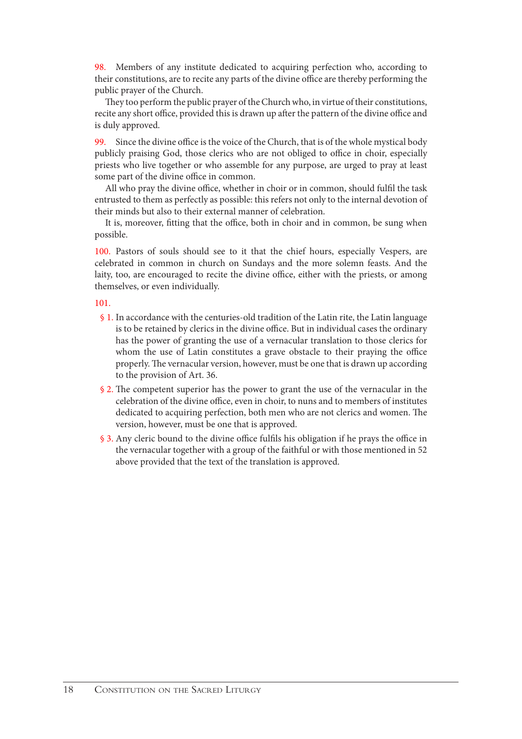98. Members of any institute dedicated to acquiring perfection who, according to their constitutions, are to recite any parts of the divine office are thereby performing the public prayer of the Church.

They too perform the public prayer of the Church who, in virtue of their constitutions, recite any short office, provided this is drawn up after the pattern of the divine office and is duly approved.

99. Since the divine office is the voice of the Church, that is of the whole mystical body publicly praising God, those clerics who are not obliged to office in choir, especially priests who live together or who assemble for any purpose, are urged to pray at least some part of the divine office in common.

All who pray the divine office, whether in choir or in common, should fulfil the task entrusted to them as perfectly as possible: this refers not only to the internal devotion of their minds but also to their external manner of celebration.

It is, moreover, fitting that the office, both in choir and in common, be sung when possible.

100. Pastors of souls should see to it that the chief hours, especially Vespers, are celebrated in common in church on Sundays and the more solemn feasts. And the laity, too, are encouraged to recite the divine office, either with the priests, or among themselves, or even individually.

101.

§ 1. In accordance with the centuries-old tradition of the Latin rite, the Latin language is to be retained by clerics in the divine office. But in individual cases the ordinary has the power of granting the use of a vernacular translation to those clerics for whom the use of Latin constitutes a grave obstacle to their praying the office properly. The vernacular version, however, must be one that is drawn up according to the provision of Art. 36.

§ 2. The competent superior has the power to grant the use of the vernacular in the celebration of the divine office, even in choir, to nuns and to members of institutes dedicated to acquiring perfection, both men who are not clerics and women. The version, however, must be one that is approved.

§ 3. Any cleric bound to the divine office fulfils his obligation if he prays the office in the vernacular together with a group of the faithful or with those mentioned in 52 above provided that the text of the translation is approved.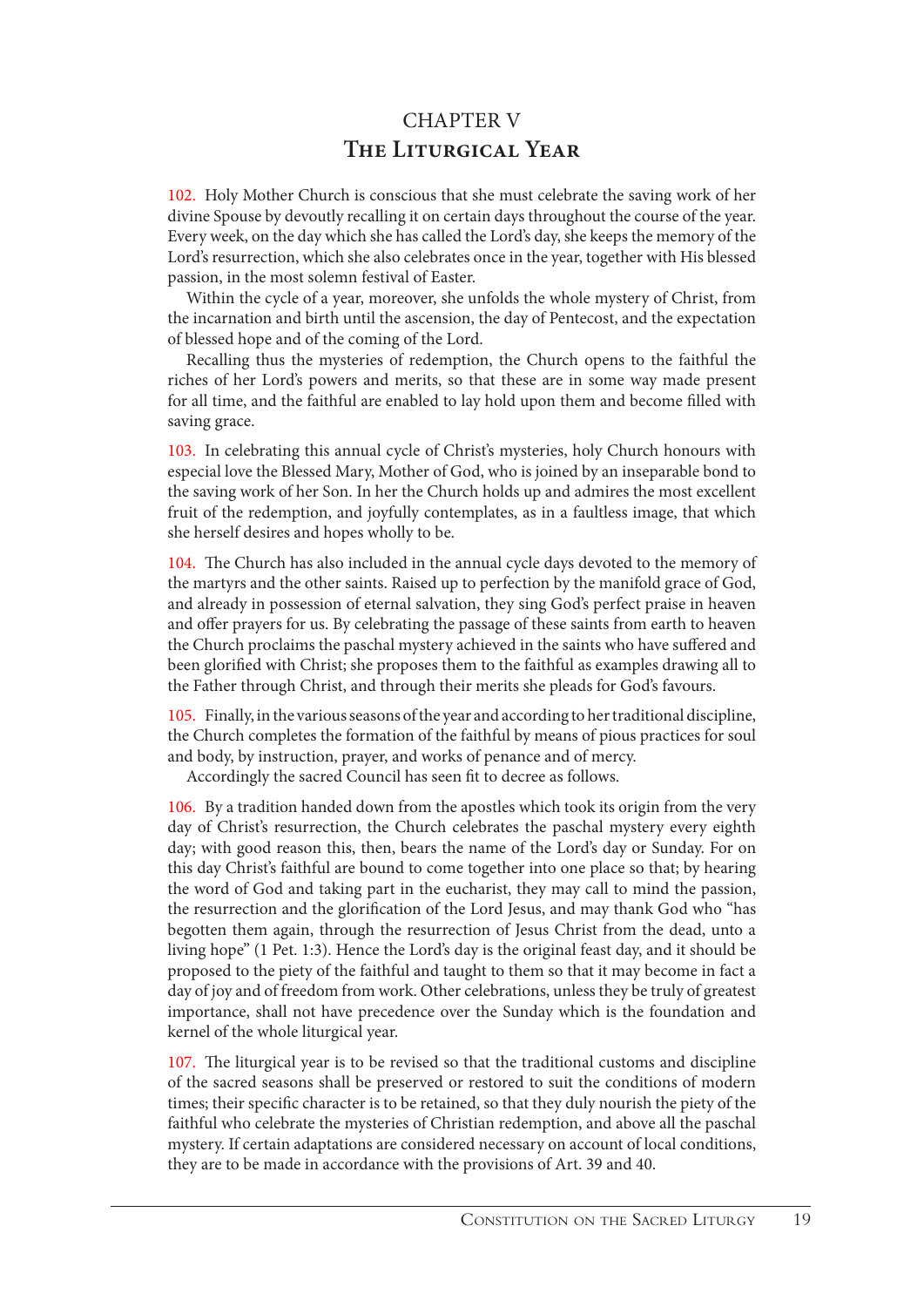# CHAPTER V
## The Liturgical Year

102. Holy Mother Church is conscious that she must celebrate the saving work of her divine Spouse by devoutly recalling it on certain days throughout the course of the year. Every week, on the day which she has called the Lord's day, she keeps the memory of the Lord's resurrection, which she also celebrates once in the year, together with His blessed passion, in the most solemn festival of Easter.

Within the cycle of a year, moreover, she unfolds the whole mystery of Christ, from the incarnation and birth until the ascension, the day of Pentecost, and the expectation of blessed hope and of the coming of the Lord.

Recalling thus the mysteries of redemption, the Church opens to the faithful the riches of her Lord's powers and merits, so that these are in some way made present for all time, and the faithful are enabled to lay hold upon them and become filled with saving grace.

103. In celebrating this annual cycle of Christ's mysteries, holy Church honours with especial love the Blessed Mary, Mother of God, who is joined by an inseparable bond to the saving work of her Son. In her the Church holds up and admires the most excellent fruit of the redemption, and joyfully contemplates, as in a faultless image, that which she herself desires and hopes wholly to be.

104. The Church has also included in the annual cycle days devoted to the memory of the martyrs and the other saints. Raised up to perfection by the manifold grace of God, and already in possession of eternal salvation, they sing God's perfect praise in heaven and offer prayers for us. By celebrating the passage of these saints from earth to heaven the Church proclaims the paschal mystery achieved in the saints who have suffered and been glorified with Christ; she proposes them to the faithful as examples drawing all to the Father through Christ, and through their merits she pleads for God's favours.

105. Finally, in the various seasons of the year and according to her traditional discipline, the Church completes the formation of the faithful by means of pious practices for soul and body, by instruction, prayer, and works of penance and of mercy.

Accordingly the sacred Council has seen fit to decree as follows.

106. By a tradition handed down from the apostles which took its origin from the very day of Christ's resurrection, the Church celebrates the paschal mystery every eighth day; with good reason this, then, bears the name of the Lord's day or Sunday. For on this day Christ's faithful are bound to come together into one place so that; by hearing the word of God and taking part in the eucharist, they may call to mind the passion, the resurrection and the glorification of the Lord Jesus, and may thank God who "has begotten them again, through the resurrection of Jesus Christ from the dead, unto a living hope" (1 Pet. 1:3). Hence the Lord's day is the original feast day, and it should be proposed to the piety of the faithful and taught to them so that it may become in fact a day of joy and of freedom from work. Other celebrations, unless they be truly of greatest importance, shall not have precedence over the Sunday which is the foundation and kernel of the whole liturgical year.

107. The liturgical year is to be revised so that the traditional customs and discipline of the sacred seasons shall be preserved or restored to suit the conditions of modern times; their specific character is to be retained, so that they duly nourish the piety of the faithful who celebrate the mysteries of Christian redemption, and above all the paschal mystery. If certain adaptations are considered necessary on account of local conditions, they are to be made in accordance with the provisions of Art. 39 and 40.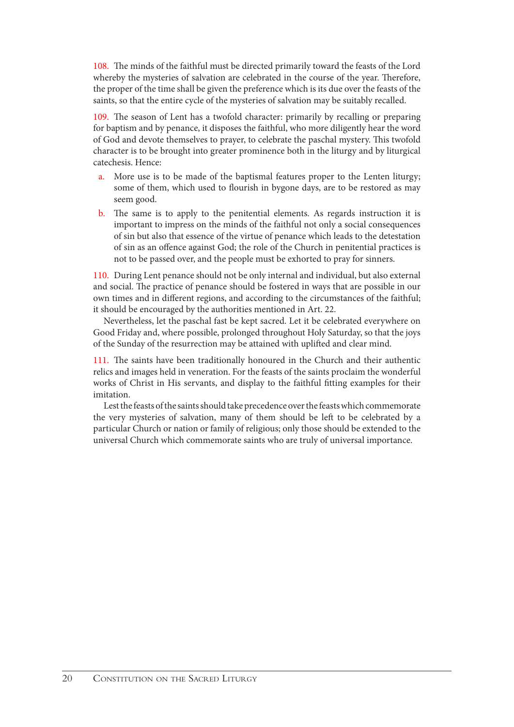108. The minds of the faithful must be directed primarily toward the feasts of the Lord whereby the mysteries of salvation are celebrated in the course of the year. Therefore, the proper of the time shall be given the preference which is its due over the feasts of the saints, so that the entire cycle of the mysteries of salvation may be suitably recalled.

109. The season of Lent has a twofold character: primarily by recalling or preparing for baptism and by penance, it disposes the faithful, who more diligently hear the word of God and devote themselves to prayer, to celebrate the paschal mystery. This twofold character is to be brought into greater prominence both in the liturgy and by liturgical catechesis. Hence:

a. More use is to be made of the baptismal features proper to the Lenten liturgy; some of them, which used to flourish in bygone days, are to be restored as may seem good.

b. The same is to apply to the penitential elements. As regards instruction it is important to impress on the minds of the faithful not only a social consequences of sin but also that essence of the virtue of penance which leads to the detestation of sin as an offence against God; the role of the Church in penitential practices is not to be passed over, and the people must be exhorted to pray for sinners.

110. During Lent penance should not be only internal and individual, but also external and social. The practice of penance should be fostered in ways that are possible in our own times and in different regions, and according to the circumstances of the faithful; it should be encouraged by the authorities mentioned in Art. 22.

Nevertheless, let the paschal fast be kept sacred. Let it be celebrated everywhere on Good Friday and, where possible, prolonged throughout Holy Saturday, so that the joys of the Sunday of the resurrection may be attained with uplifted and clear mind.

111. The saints have been traditionally honoured in the Church and their authentic relics and images held in veneration. For the feasts of the saints proclaim the wonderful works of Christ in His servants, and display to the faithful fitting examples for their imitation.

Lest the feasts of the saints should take precedence over the feasts which commemorate the very mysteries of salvation, many of them should be left to be celebrated by a particular Church or nation or family of religious; only those should be extended to the universal Church which commemorate saints who are truly of universal importance.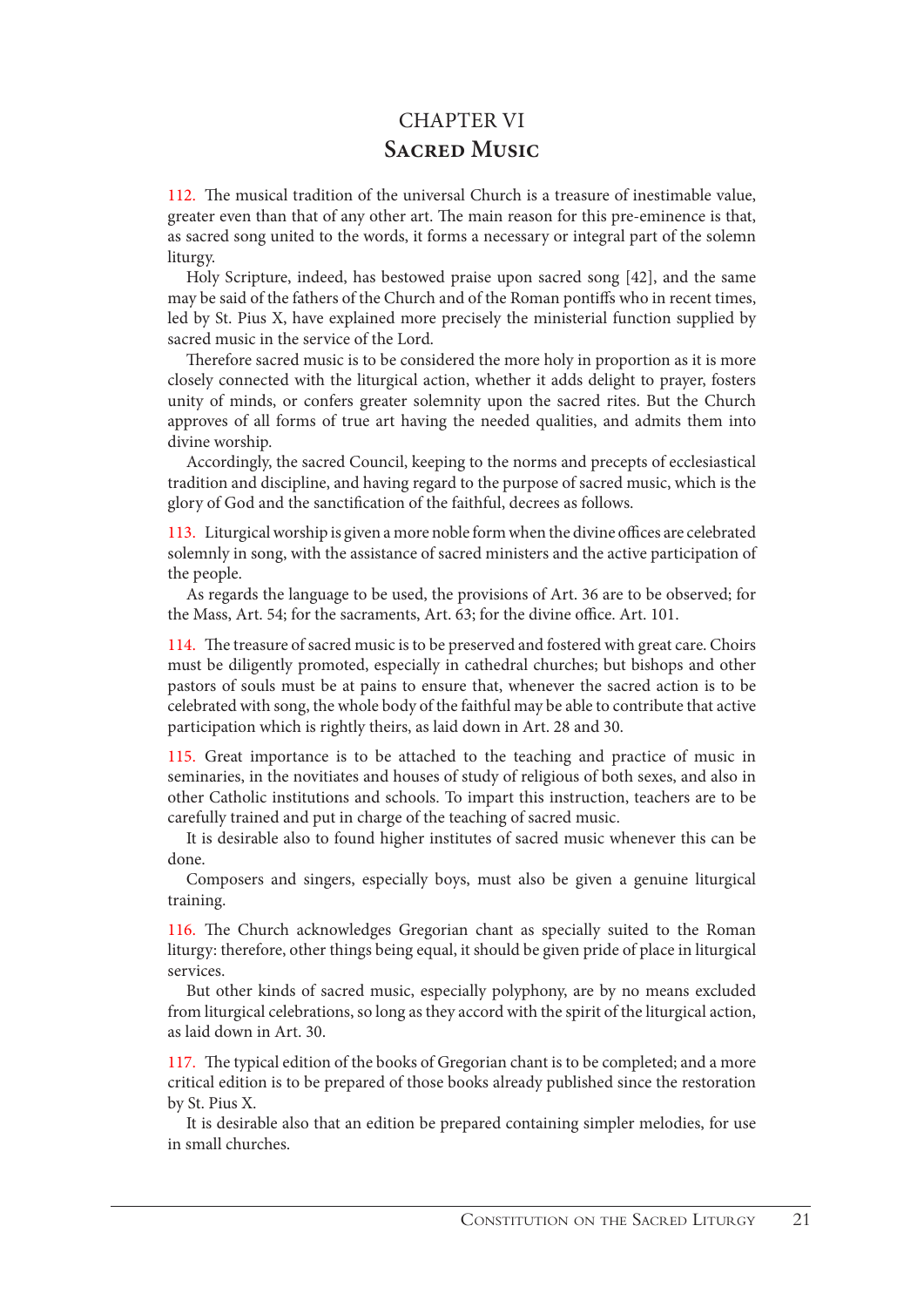# CHAPTER VI
## Sacred Music

112. The musical tradition of the universal Church is a treasure of inestimable value, greater even than that of any other art. The main reason for this pre-eminence is that, as sacred song united to the words, it forms a necessary or integral part of the solemn liturgy.

Holy Scripture, indeed, has bestowed praise upon sacred song [42], and the same may be said of the fathers of the Church and of the Roman pontiffs who in recent times, led by St. Pius X, have explained more precisely the ministerial function supplied by sacred music in the service of the Lord.

Therefore sacred music is to be considered the more holy in proportion as it is more closely connected with the liturgical action, whether it adds delight to prayer, fosters unity of minds, or confers greater solemnity upon the sacred rites. But the Church approves of all forms of true art having the needed qualities, and admits them into divine worship.

Accordingly, the sacred Council, keeping to the norms and precepts of ecclesiastical tradition and discipline, and having regard to the purpose of sacred music, which is the glory of God and the sanctification of the faithful, decrees as follows.

113. Liturgical worship is given a more noble form when the divine offices are celebrated solemnly in song, with the assistance of sacred ministers and the active participation of the people.

As regards the language to be used, the provisions of Art. 36 are to be observed; for the Mass, Art. 54; for the sacraments, Art. 63; for the divine office. Art. 101.

114. The treasure of sacred music is to be preserved and fostered with great care. Choirs must be diligently promoted, especially in cathedral churches; but bishops and other pastors of souls must be at pains to ensure that, whenever the sacred action is to be celebrated with song, the whole body of the faithful may be able to contribute that active participation which is rightly theirs, as laid down in Art. 28 and 30.

115. Great importance is to be attached to the teaching and practice of music in seminaries, in the novitiates and houses of study of religious of both sexes, and also in other Catholic institutions and schools. To impart this instruction, teachers are to be carefully trained and put in charge of the teaching of sacred music.

It is desirable also to found higher institutes of sacred music whenever this can be done.

Composers and singers, especially boys, must also be given a genuine liturgical training.

116. The Church acknowledges Gregorian chant as specially suited to the Roman liturgy: therefore, other things being equal, it should be given pride of place in liturgical services.

But other kinds of sacred music, especially polyphony, are by no means excluded from liturgical celebrations, so long as they accord with the spirit of the liturgical action, as laid down in Art. 30.

117. The typical edition of the books of Gregorian chant is to be completed; and a more critical edition is to be prepared of those books already published since the restoration by St. Pius X.

It is desirable also that an edition be prepared containing simpler melodies, for use in small churches.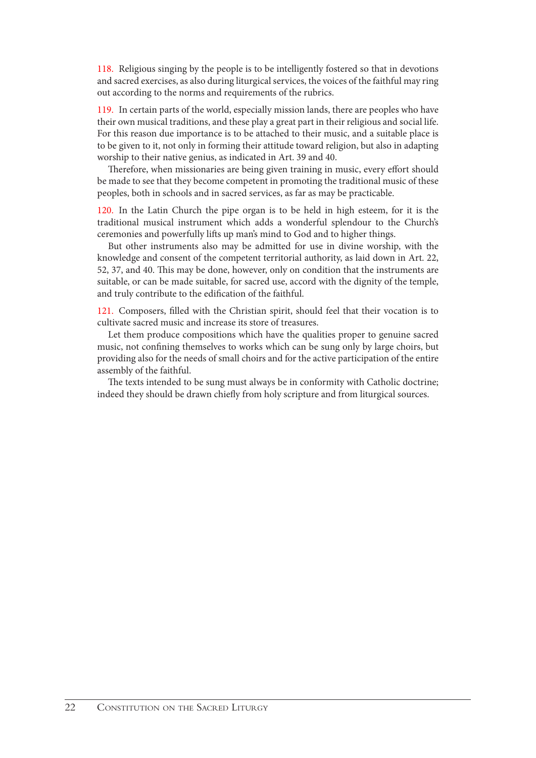118. Religious singing by the people is to be intelligently fostered so that in devotions and sacred exercises, as also during liturgical services, the voices of the faithful may ring out according to the norms and requirements of the rubrics.

119. In certain parts of the world, especially mission lands, there are peoples who have their own musical traditions, and these play a great part in their religious and social life. For this reason due importance is to be attached to their music, and a suitable place is to be given to it, not only in forming their attitude toward religion, but also in adapting worship to their native genius, as indicated in Art. 39 and 40.

Therefore, when missionaries are being given training in music, every effort should be made to see that they become competent in promoting the traditional music of these peoples, both in schools and in sacred services, as far as may be practicable.

120. In the Latin Church the pipe organ is to be held in high esteem, for it is the traditional musical instrument which adds a wonderful splendour to the Church's ceremonies and powerfully lifts up man's mind to God and to higher things.

But other instruments also may be admitted for use in divine worship, with the knowledge and consent of the competent territorial authority, as laid down in Art. 22, 52, 37, and 40. This may be done, however, only on condition that the instruments are suitable, or can be made suitable, for sacred use, accord with the dignity of the temple, and truly contribute to the edification of the faithful.

121. Composers, filled with the Christian spirit, should feel that their vocation is to cultivate sacred music and increase its store of treasures.

Let them produce compositions which have the qualities proper to genuine sacred music, not confining themselves to works which can be sung only by large choirs, but providing also for the needs of small choirs and for the active participation of the entire assembly of the faithful.

The texts intended to be sung must always be in conformity with Catholic doctrine; indeed they should be drawn chiefly from holy scripture and from liturgical sources.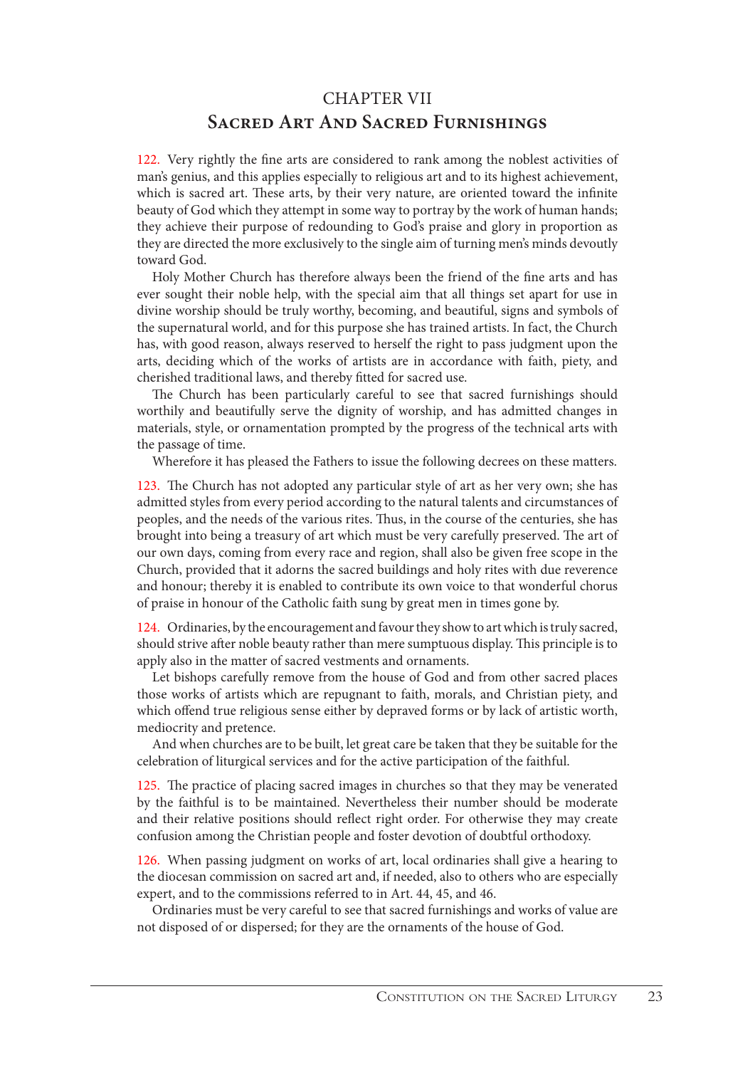## CHAPTER VII
## Sacred Art And Sacred Furnishings

122. Very rightly the fine arts are considered to rank among the noblest activities of man's genius, and this applies especially to religious art and to its highest achievement, which is sacred art. These arts, by their very nature, are oriented toward the infinite beauty of God which they attempt in some way to portray by the work of human hands; they achieve their purpose of redounding to God's praise and glory in proportion as they are directed the more exclusively to the single aim of turning men's minds devoutly toward God.

Holy Mother Church has therefore always been the friend of the fine arts and has ever sought their noble help, with the special aim that all things set apart for use in divine worship should be truly worthy, becoming, and beautiful, signs and symbols of the supernatural world, and for this purpose she has trained artists. In fact, the Church has, with good reason, always reserved to herself the right to pass judgment upon the arts, deciding which of the works of artists are in accordance with faith, piety, and cherished traditional laws, and thereby fitted for sacred use.

The Church has been particularly careful to see that sacred furnishings should worthily and beautifully serve the dignity of worship, and has admitted changes in materials, style, or ornamentation prompted by the progress of the technical arts with the passage of time.

Wherefore it has pleased the Fathers to issue the following decrees on these matters.

123. The Church has not adopted any particular style of art as her very own; she has admitted styles from every period according to the natural talents and circumstances of peoples, and the needs of the various rites. Thus, in the course of the centuries, she has brought into being a treasury of art which must be very carefully preserved. The art of our own days, coming from every race and region, shall also be given free scope in the Church, provided that it adorns the sacred buildings and holy rites with due reverence and honour; thereby it is enabled to contribute its own voice to that wonderful chorus of praise in honour of the Catholic faith sung by great men in times gone by.

124. Ordinaries, by the encouragement and favour they show to art which is truly sacred, should strive after noble beauty rather than mere sumptuous display. This principle is to apply also in the matter of sacred vestments and ornaments.

Let bishops carefully remove from the house of God and from other sacred places those works of artists which are repugnant to faith, morals, and Christian piety, and which offend true religious sense either by depraved forms or by lack of artistic worth, mediocrity and pretence.

And when churches are to be built, let great care be taken that they be suitable for the celebration of liturgical services and for the active participation of the faithful.

125. The practice of placing sacred images in churches so that they may be venerated by the faithful is to be maintained. Nevertheless their number should be moderate and their relative positions should reflect right order. For otherwise they may create confusion among the Christian people and foster devotion of doubtful orthodoxy.

126. When passing judgment on works of art, local ordinaries shall give a hearing to the diocesan commission on sacred art and, if needed, also to others who are especially expert, and to the commissions referred to in Art. 44, 45, and 46.

Ordinaries must be very careful to see that sacred furnishings and works of value are not disposed of or dispersed; for they are the ornaments of the house of God.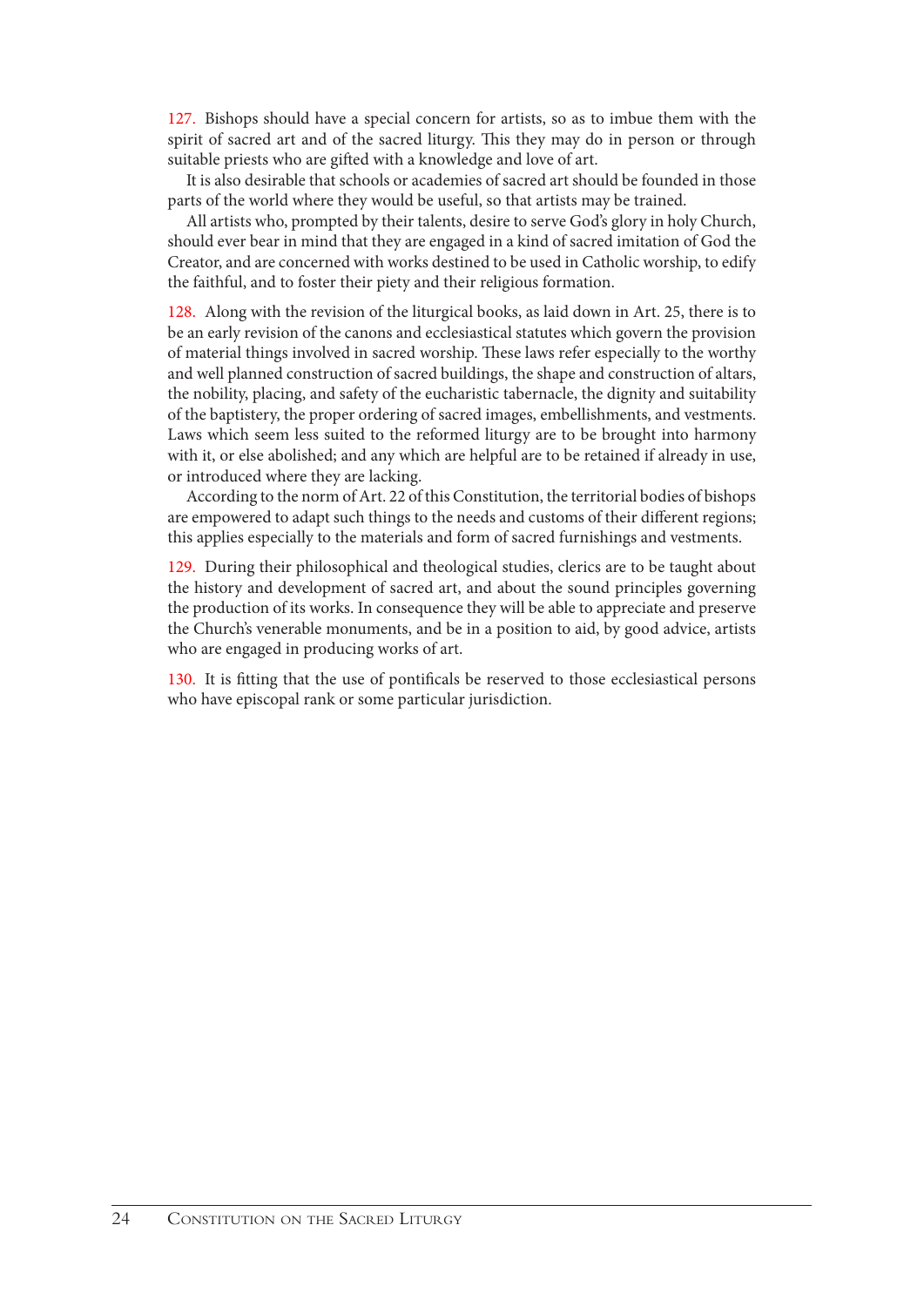127. Bishops should have a special concern for artists, so as to imbue them with the spirit of sacred art and of the sacred liturgy. This they may do in person or through suitable priests who are gifted with a knowledge and love of art.

It is also desirable that schools or academies of sacred art should be founded in those parts of the world where they would be useful, so that artists may be trained.

All artists who, prompted by their talents, desire to serve God's glory in holy Church, should ever bear in mind that they are engaged in a kind of sacred imitation of God the Creator, and are concerned with works destined to be used in Catholic worship, to edify the faithful, and to foster their piety and their religious formation.

128. Along with the revision of the liturgical books, as laid down in Art. 25, there is to be an early revision of the canons and ecclesiastical statutes which govern the provision of material things involved in sacred worship. These laws refer especially to the worthy and well planned construction of sacred buildings, the shape and construction of altars, the nobility, placing, and safety of the eucharistic tabernacle, the dignity and suitability of the baptistery, the proper ordering of sacred images, embellishments, and vestments. Laws which seem less suited to the reformed liturgy are to be brought into harmony with it, or else abolished; and any which are helpful are to be retained if already in use, or introduced where they are lacking.

According to the norm of Art. 22 of this Constitution, the territorial bodies of bishops are empowered to adapt such things to the needs and customs of their different regions; this applies especially to the materials and form of sacred furnishings and vestments.

129. During their philosophical and theological studies, clerics are to be taught about the history and development of sacred art, and about the sound principles governing the production of its works. In consequence they will be able to appreciate and preserve the Church's venerable monuments, and be in a position to aid, by good advice, artists who are engaged in producing works of art.

130. It is fitting that the use of pontificals be reserved to those ecclesiastical persons who have episcopal rank or some particular jurisdiction.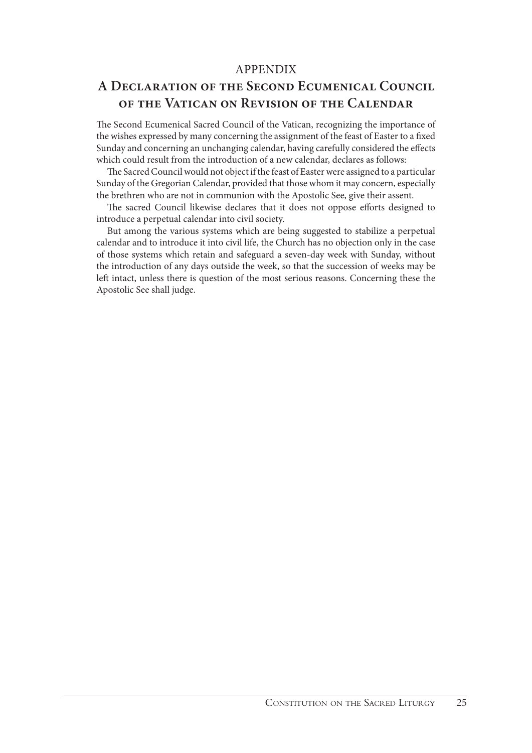## APPENDIX

# A Declaration of the Second Ecumenical Council of the Vatican on Revision of the Calendar

The Second Ecumenical Sacred Council of the Vatican, recognizing the importance of the wishes expressed by many concerning the assignment of the feast of Easter to a fixed Sunday and concerning an unchanging calendar, having carefully considered the effects which could result from the introduction of a new calendar, declares as follows:

The Sacred Council would not object if the feast of Easter were assigned to a particular Sunday of the Gregorian Calendar, provided that those whom it may concern, especially the brethren who are not in communion with the Apostolic See, give their assent.

The sacred Council likewise declares that it does not oppose efforts designed to introduce a perpetual calendar into civil society.

But among the various systems which are being suggested to stabilize a perpetual calendar and to introduce it into civil life, the Church has no objection only in the case of those systems which retain and safeguard a seven-day week with Sunday, without the introduction of any days outside the week, so that the succession of weeks may be left intact, unless there is question of the most serious reasons. Concerning these the Apostolic See shall judge.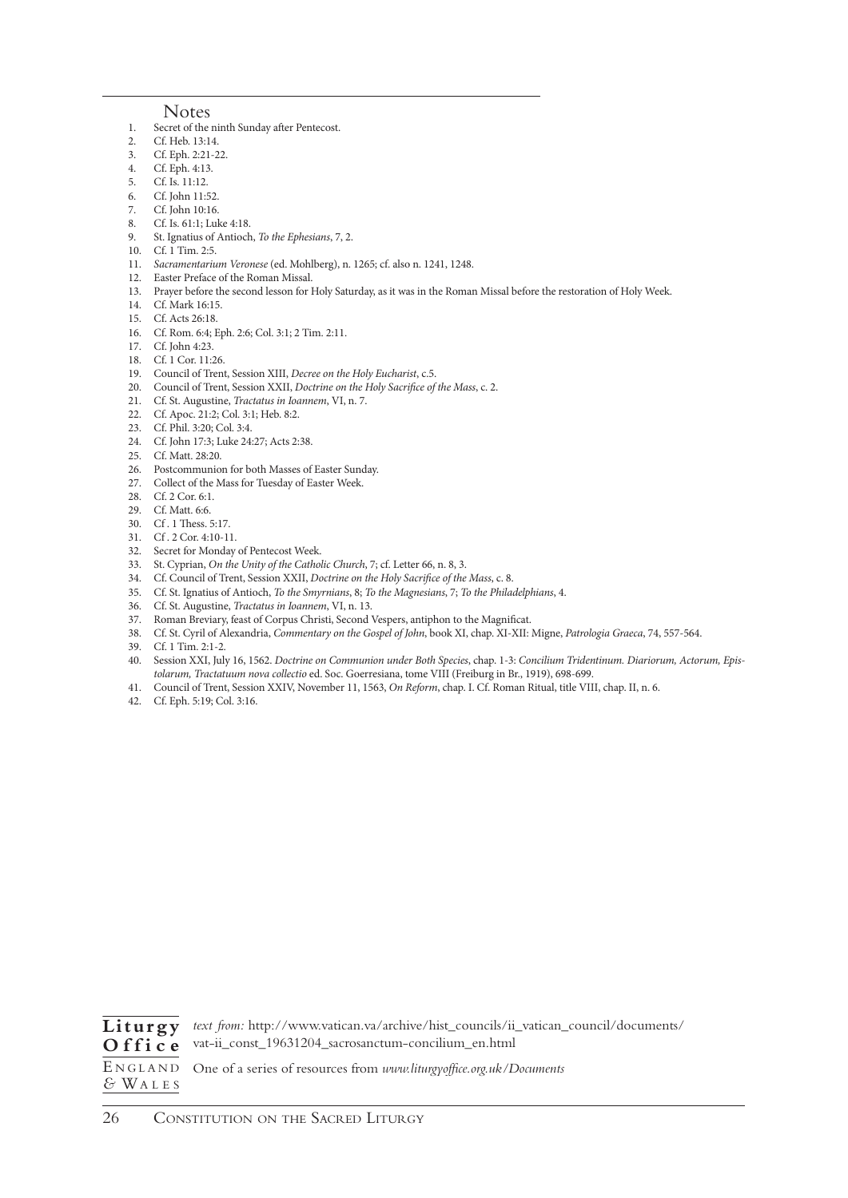## Notes

1. Secret of the ninth Sunday after Pentecost.
2. Cf. Heb. 13:14.
3. Cf. Eph. 2:21-22.
4. Cf. Eph. 4:13.
5. Cf. Is. 11:12.
6. Cf. John 11:52.
7. Cf. John 10:16.
8. Cf. Is. 61:1; Luke 4:18.
9. St. Ignatius of Antioch, *To the Ephesians*, 7, 2.
10. Cf. 1 Tim. 2:5.
11. *Sacramentarium Veronese* (ed. Mohlberg), n. 1265; cf. also n. 1241, 1248.
12. Easter Preface of the Roman Missal.
13. Prayer before the second lesson for Holy Saturday, as it was in the Roman Missal before the restoration of Holy Week.
14. Cf. Mark 16:15.
15. Cf. Acts 26:18.
16. Cf. Rom. 6:4; Eph. 2:6; Col. 3:1; 2 Tim. 2:11.
17. Cf. John 4:23.
18. Cf. 1 Cor. 11:26.
19. Council of Trent, Session XIII, *Decree on the Holy Eucharist*, c.5.
20. Council of Trent, Session XXII, *Doctrine on the Holy Sacrifice of the Mass*, c. 2.
21. Cf. St. Augustine, *Tractatus in Ioannem*, VI, n. 7.
22. Cf. Apoc. 21:2; Col. 3:1; Heb. 8:2.
23. Cf. Phil. 3:20; Col. 3:4.
24. Cf. John 17:3; Luke 24:27; Acts 2:38.
25. Cf. Matt. 28:20.
26. Postcommunion for both Masses of Easter Sunday.
27. Collect of the Mass for Tuesday of Easter Week.
28. Cf. 2 Cor. 6:1.
29. Cf. Matt. 6:6.
30. Cf . 1 Thess. 5:17.
31. Cf . 2 Cor. 4:10-11.
32. Secret for Monday of Pentecost Week.
33. St. Cyprian, *On the Unity of the Catholic Church*, 7; cf. Letter 66, n. 8, 3.
34. Cf. Council of Trent, Session XXII, *Doctrine on the Holy Sacrifice of the Mass*, c. 8.
35. Cf. St. Ignatius of Antioch, *To the Smyrnians*, 8; *To the Magnesians*, 7; *To the Philadelphians*, 4.
36. Cf. St. Augustine, *Tractatus in Ioannem*, VI, n. 13.
37. Roman Breviary, feast of Corpus Christi, Second Vespers, antiphon to the Magnificat.
38. Cf. St. Cyril of Alexandria, *Commentary on the Gospel of John*, book XI, chap. XI-XII: Migne, *Patrologia Graeca*, 74, 557-564.
39. Cf. 1 Tim. 2:1-2.
40. Session XXI, July 16, 1562. *Doctrine on Communion under Both Species*, chap. 1-3: *Concilium Tridentinum. Diariorum, Actorum, Epistolarum, Tractatuum nova collectio* ed. Soc. Goerresiana, tome VIII (Freiburg in Br., 1919), 698-699.
41. Council of Trent, Session XXIV, November 11, 1563, *On Reform*, chap. I. Cf. Roman Ritual, title VIII, chap. II, n. 6.
42. Cf. Eph. 5:19; Col. 3:16.

**Liturgy Office** *text from:* http://www.vatican.va/archive/hist_councils/ii_vatican_council/documents/vat-ii_const_19631204_sacrosanctum-concilium_en.html

England & Wales One of a series of resources from *www.liturgyoffice.org.uk/Documents*